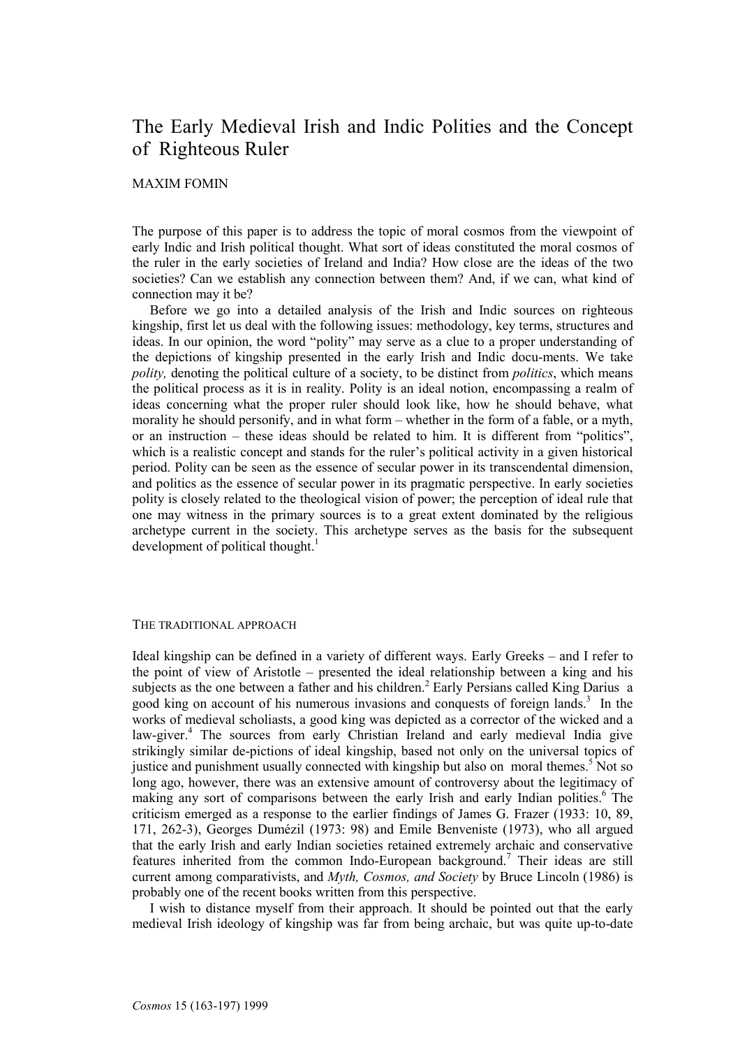# The Early Medieval Irish and Indic Polities and the Concept of Righteous Ruler

MAXIM FOMIN

The purpose of this paper is to address the topic of moral cosmos from the viewpoint of early Indic and Irish political thought. What sort of ideas constituted the moral cosmos of the ruler in the early societies of Ireland and India? How close are the ideas of the two societies? Can we establish any connection between them? And, if we can, what kind of connection may it be?

Before we go into a detailed analysis of the Irish and Indic sources on righteous kingship, first let us deal with the following issues: methodology, key terms, structures and ideas. In our opinion, the word "polity" may serve as a clue to a proper understanding of the depictions of kingship presented in the early Irish and Indic docu-ments. We take *polity,* denoting the political culture of a society, to be distinct from *politics*, which means the political process as it is in reality. Polity is an ideal notion, encompassing a realm of ideas concerning what the proper ruler should look like, how he should behave, what morality he should personify, and in what form – whether in the form of a fable, or a myth, or an instruction – these ideas should be related to him. It is different from "politics", which is a realistic concept and stands for the ruler's political activity in a given historical period. Polity can be seen as the essence of secular power in its transcendental dimension, and politics as the essence of secular power in its pragmatic perspective. In early societies polity is closely related to the theological vision of power; the perception of ideal rule that one may witness in the primary sources is to a great extent dominated by the religious archetype current in the society. This archetype serves as the basis for the subsequent development of political thought.[1]

## THE TRADITIONAL APPROACH

Ideal kingship can be defined in a variety of different ways. Early Greeks – and I refer to the point of view of Aristotle – presented the ideal relationship between a king and his subjects as the one between a father and his children.[2] Early Persians called King Darius a good king on account of his numerous invasions and conquests of foreign lands.[3] In the works of medieval scholiasts, a good king was depicted as a corrector of the wicked and a law-giver.[4] The sources from early Christian Ireland and early medieval India give strikingly similar de-pictions of ideal kingship, based not only on the universal topics of justice and punishment usually connected with kingship but also on moral themes.[5] Not so long ago, however, there was an extensive amount of controversy about the legitimacy of making any sort of comparisons between the early Irish and early Indian polities.[6] The criticism emerged as a response to the earlier findings of James G. Frazer (1933: 10, 89, 171, 262-3), Georges Dumézil (1973: 98) and Emile Benveniste (1973), who all argued that the early Irish and early Indian societies retained extremely archaic and conservative features inherited from the common Indo-European background.[7] Their ideas are still current among comparativists, and *Myth, Cosmos, and Society* by Bruce Lincoln (1986) is probably one of the recent books written from this perspective.

I wish to distance myself from their approach. It should be pointed out that the early medieval Irish ideology of kingship was far from being archaic, but was quite up-to-date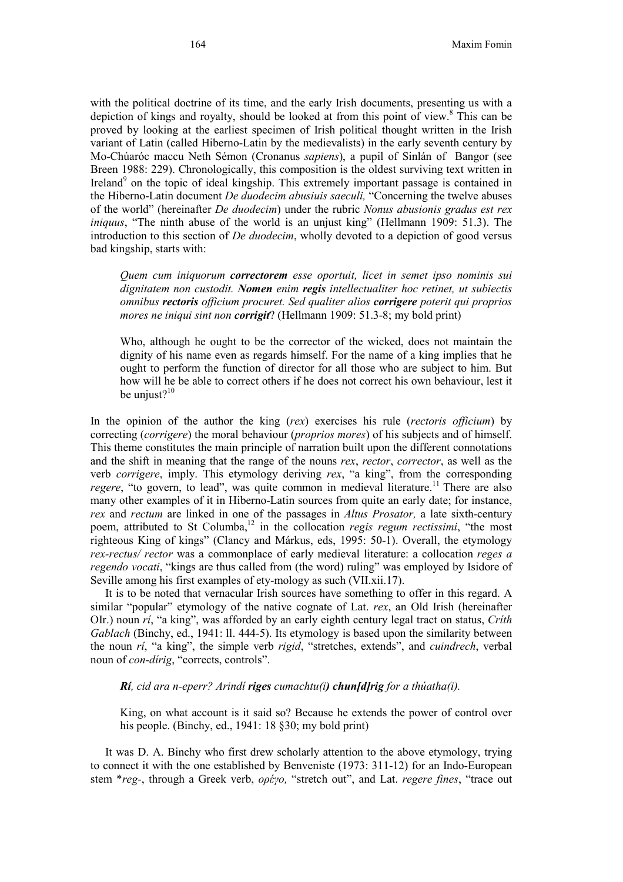with the political doctrine of its time, and the early Irish documents, presenting us with a depiction of kings and royalty, should be looked at from this point of view.[8] This can be proved by looking at the earliest specimen of Irish political thought written in the Irish variant of Latin (called Hiberno-Latin by the medievalists) in the early seventh century by Mo-Chúaróc maccu Neth Sémon (Cronanus *sapiens*), a pupil of Sinlán of Bangor (see Breen 1988: 229). Chronologically, this composition is the oldest surviving text written in Ireland[9] on the topic of ideal kingship. This extremely important passage is contained in the Hiberno-Latin document *De duodecim abusiuis saeculi,* "Concerning the twelve abuses of the world" (hereinafter *De duodecim*) under the rubric *Nonus abusionis gradus est rex iniquus*, "The ninth abuse of the world is an unjust king" (Hellmann 1909: 51.3). The introduction to this section of *De duodecim*, wholly devoted to a depiction of good versus bad kingship, starts with:

> *Quem cum iniquorum **correctorem** esse oportuit, licet in semet ipso nominis sui dignitatem non custodit. **Nomen** enim **regis** intellectualiter hoc retinet, ut subiectis omnibus **rectoris** officium procuret. Sed qualiter alios **corrigere** poterit qui proprios mores ne iniqui sint non **corrigit***? (Hellmann 1909: 51.3-8; my bold print)
>
> Who, although he ought to be the corrector of the wicked, does not maintain the dignity of his name even as regards himself. For the name of a king implies that he ought to perform the function of director for all those who are subject to him. But how will he be able to correct others if he does not correct his own behaviour, lest it be unjust?[10]

In the opinion of the author the king (*rex*) exercises his rule (*rectoris officium*) by correcting (*corrigere*) the moral behaviour (*proprios mores*) of his subjects and of himself. This theme constitutes the main principle of narration built upon the different connotations and the shift in meaning that the range of the nouns *rex*, *rector*, *corrector*, as well as the verb *corrigere*, imply. This etymology deriving *rex*, "a king", from the corresponding *regere*, "to govern, to lead", was quite common in medieval literature.[11] There are also many other examples of it in Hiberno-Latin sources from quite an early date; for instance, *rex* and *rectum* are linked in one of the passages in *Altus Prosator,* a late sixth-century poem, attributed to St Columba,[12] in the collocation *regis regum rectissimi*, "the most righteous King of kings" (Clancy and Márkus, eds, 1995: 50-1). Overall, the etymology *rex-rectus/ rector* was a commonplace of early medieval literature: a collocation *reges a regendo vocati*, "kings are thus called from (the word) ruling" was employed by Isidore of Seville among his first examples of ety-mology as such (VII.xii.17).

It is to be noted that vernacular Irish sources have something to offer in this regard. A similar "popular" etymology of the native cognate of Lat. *rex*, an Old Irish (hereinafter OIr.) noun *rí*, "a king", was afforded by an early eighth century legal tract on status, *Críth Gablach* (Binchy, ed., 1941: ll. 444-5). Its etymology is based upon the similarity between the noun *rí*, "a king", the simple verb *rigid*, "stretches, extends", and *cuindrech*, verbal noun of *con-dírig*, "corrects, controls".

> ***Rí**, cid ara n-eperr? Arindí **riges** cumachtu(i**) chun[d]rig** for a thúatha(i).*
>
> King, on what account is it said so? Because he extends the power of control over his people. (Binchy, ed., 1941: 18 §30; my bold print)

It was D. A. Binchy who first drew scholarly attention to the above etymology, trying to connect it with the one established by Benveniste (1973: 311-12) for an Indo-European stem \*reg-, through a Greek verb, *ορέγο,* "stretch out", and Lat. *regere fines*, "trace out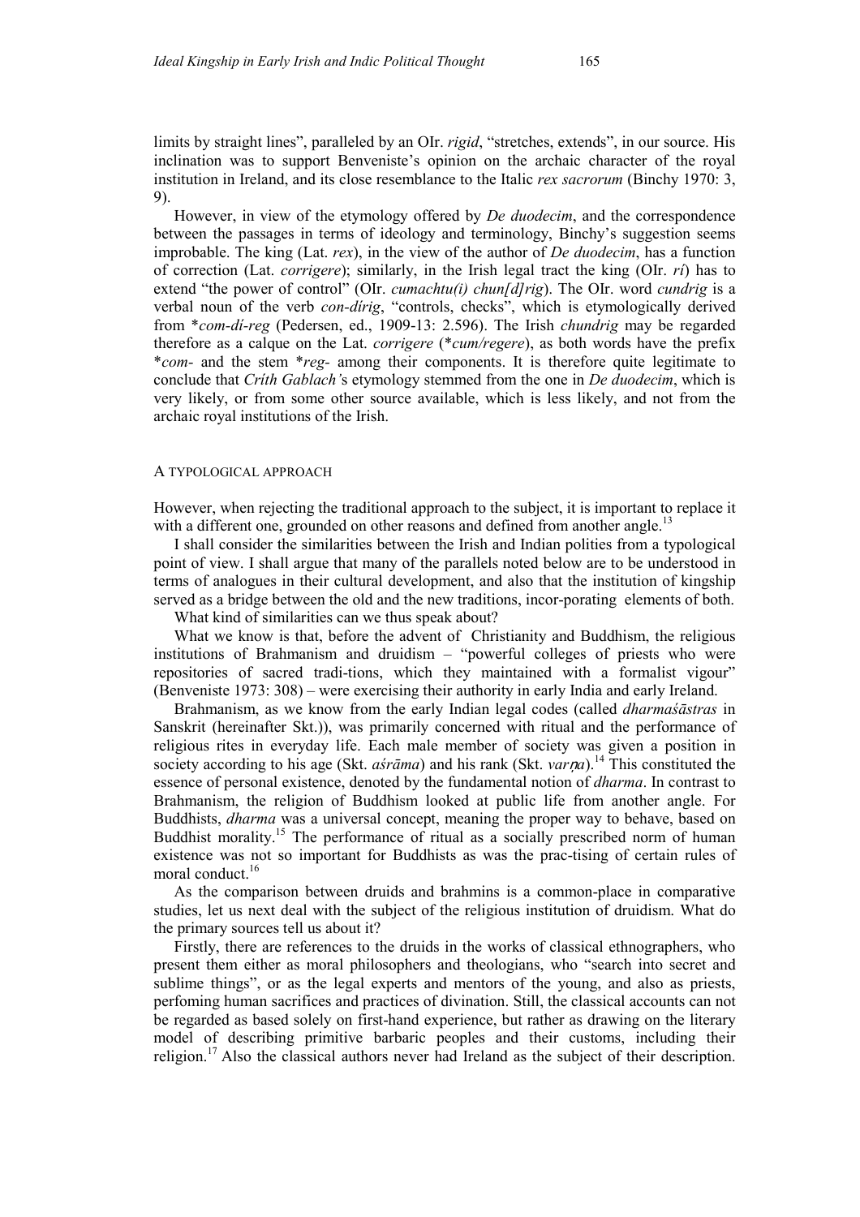limits by straight lines", paraleled by an OIr. *rigid*, "stretches, extends", in our source. His inclination was to support Benveniste's opinion on the archaic character of the royal institution in Ireland, and its close resemblance to the Italic *rex sacrorum* (Binchy 1970: 3, 9).

However, in view of the etymology offered by *De duodecim*, and the correspondence between the passages in terms of ideology and terminology, Binchy's suggestion seems improbable. The king (Lat. *rex*), in the view of the author of *De duodecim*, has a function of correction (Lat. *corrigere*); similarly, in the Irish legal tract the king (OIr. *rí*) has to extend "the power of control" (OIr. *cumachtu(i) chun[d]rig*). The OIr. word *cundrig* is a verbal noun of the verb *con-dírig*, "controls, checks", which is etymologically derived from \**com-dí-reg* (Pedersen, ed., 1909-13: 2.596). The Irish *chundrig* may be regarded therefore as a calque on the Lat. *corrigere* (\**cum/regere*), as both words have the prefix \**com-* and the stem \**reg-* among their components. It is therefore quite legitimate to conclude that *Críth Gablach's* etymology stemmed from the one in *De duodecim*, which is very likely, or from some other source available, which is less likely, and not from the archaic royal institutions of the Irish.

## A TYPOLOGICAL APPROACH

However, when rejecting the traditional approach to the subject, it is important to replace it with a different one, grounded on other reasons and defined from another angle.[13]

I shall consider the similarities between the Irish and Indian polities from a typological point of view. I shall argue that many of the parallels noted below are to be understood in terms of analogues in their cultural development, and also that the institution of kingship served as a bridge between the old and the new traditions, incor-porating elements of both.

What kind of similarities can we thus speak about?

What we know is that, before the advent of Christianity and Buddhism, the religious institutions of Brahmanism and druidism – "powerful colleges of priests who were repositories of sacred tradi-tions, which they maintained with a formalist vigour" (Benveniste 1973: 308) – were exercising their authority in early India and early Ireland.

Brahmanism, as we know from the early Indian legal codes (called *dharmaśāstras* in Sanskrit (hereinafter Skt.)), was primarily concerned with ritual and the performance of religious rites in everyday life. Each male member of society was given a position in society according to his age (Skt. *aśrāma*) and his rank (Skt. *varṇa*).[14] This constituted the essence of personal existence, denoted by the fundamental notion of *dharma*. In contrast to Brahmanism, the religion of Buddhism looked at public life from another angle. For Buddhists, *dharma* was a universal concept, meaning the proper way to behave, based on Buddhist morality.[15] The performance of ritual as a socially prescribed norm of human existence was not so important for Buddhists as was the prac-tising of certain rules of moral conduct.[16]

As the comparison between druids and brahmins is a common-place in comparative studies, let us next deal with the subject of the religious institution of druidism. What do the primary sources tell us about it?

Firstly, there are references to the druids in the works of classical ethnographers, who present them either as moral philosophers and theologians, who "search into secret and sublime things", or as the legal experts and mentors of the young, and also as priests, perfoming human sacrifices and practices of divination. Still, the classical accounts can not be regarded as based solely on first-hand experience, but rather as drawing on the literary model of describing primitive barbaric peoples and their customs, including their religion.[17] Also the classical authors never had Ireland as the subject of their description.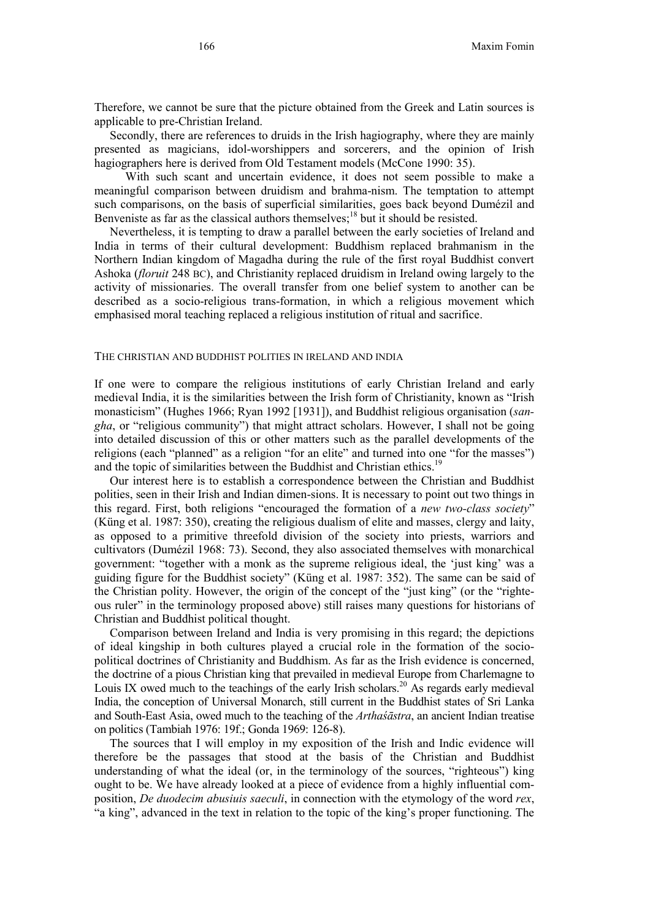Therefore, we cannot be sure that the picture obtained from the Greek and Latin sources is applicable to pre-Christian Ireland.

Secondly, there are references to druids in the Irish hagiography, where they are mainly presented as magicians, idol-worshippers and sorcerers, and the opinion of Irish hagiographers here is derived from Old Testament models (McCone 1990: 35).

With such scant and uncertain evidence, it does not seem possible to make a meaningful comparison between druidism and brahma-nism. The temptation to attempt such comparisons, on the basis of superficial similarities, goes back beyond Dumézil and Benveniste as far as the classical authors themselves;[18] but it should be resisted.

Nevertheless, it is tempting to draw a parallel between the early societies of Ireland and India in terms of their cultural development: Buddhism replaced brahmanism in the Northern Indian kingdom of Magadha during the rule of the first royal Buddhist convert Ashoka (*floruit* 248 BC), and Christianity replaced druidism in Ireland owing largely to the activity of missionaries. The overall transfer from one belief system to another can be described as a socio-religious trans-formation, in which a religious movement which emphasised moral teaching replaced a religious institution of ritual and sacrifice.

## THE CHRISTIAN AND BUDDHIST POLITIES IN IRELAND AND INDIA

If one were to compare the religious institutions of early Christian Ireland and early medieval India, it is the similarities between the Irish form of Christianity, known as "Irish monasticism" (Hughes 1966; Ryan 1992 [1931]), and Buddhist religious organisation (*sangha*, or "religious community") that might attract scholars. However, I shall not be going into detailed discussion of this or other matters such as the parallel developments of the religions (each "planned" as a religion "for an elite" and turned into one "for the masses") and the topic of similarities between the Buddhist and Christian ethics.[19]

Our interest here is to establish a correspondence between the Christian and Buddhist polities, seen in their Irish and Indian dimen-sions. It is necessary to point out two things in this regard. First, both religions "encouraged the formation of a *new two-class society*" (Küng et al. 1987: 350), creating the religious dualism of elite and masses, clergy and laity, as opposed to a primitive threefold division of the society into priests, warriors and cultivators (Dumézil 1968: 73). Second, they also associated themselves with monarchical government: "together with a monk as the supreme religious ideal, the 'just king' was a guiding figure for the Buddhist society" (Küng et al. 1987: 352). The same can be said of the Christian polity. However, the origin of the concept of the "just king" (or the "righteous ruler" in the terminology proposed above) still raises many questions for historians of Christian and Buddhist political thought.

Comparison between Ireland and India is very promising in this regard; the depictions of ideal kingship in both cultures played a crucial role in the formation of the socio-political doctrines of Christianity and Buddhism. As far as the Irish evidence is concerned, the doctrine of a pious Christian king that prevailed in medieval Europe from Charlemagne to Louis IX owed much to the teachings of the early Irish scholars.[20] As regards early medieval India, the conception of Universal Monarch, still current in the Buddhist states of Sri Lanka and South-East Asia, owed much to the teaching of the *Arthaśāstra*, an ancient Indian treatise on politics (Tambiah 1976: 19f.; Gonda 1969: 126-8).

The sources that I will employ in my exposition of the Irish and Indic evidence will therefore be the passages that stood at the basis of the Christian and Buddhist understanding of what the ideal (or, in the terminology of the sources, "righteous") king ought to be. We have already looked at a piece of evidence from a highly influential composition, *De duodecim abusiuis saeculi*, in connection with the etymology of the word *rex*, "a king", advanced in the text in relation to the topic of the king's proper functioning. The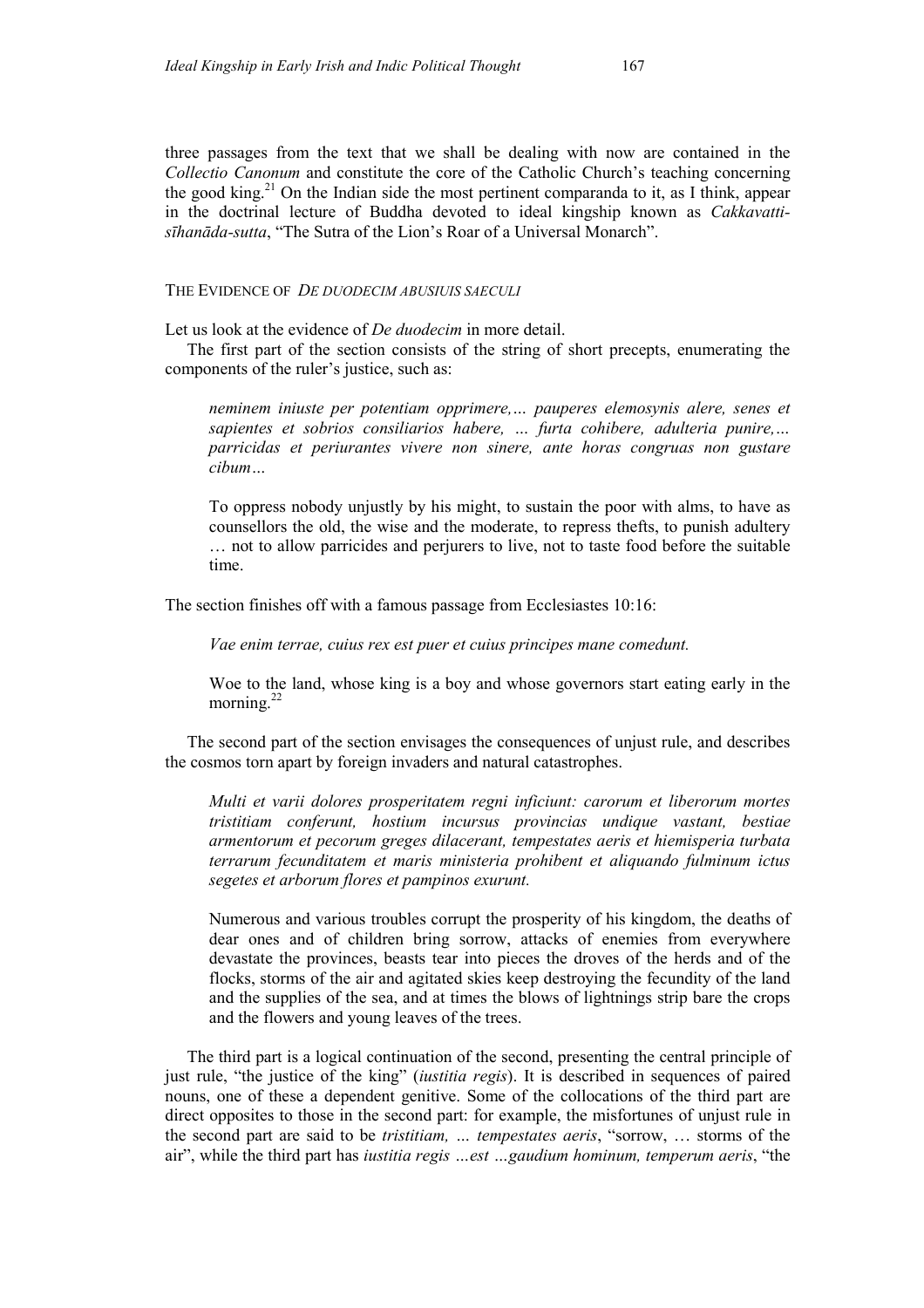three passages from the text that we shall be dealing with now are contained in the *Collectio Canonum* and constitute the core of the Catholic Church's teaching concerning the good king.[21] On the Indian side the most pertinent comparanda to it, as I think, appear in the doctrinal lecture of Buddha devoted to ideal kingship known as *Cakkavatti-sīhanāda-sutta*, "The Sutra of the Lion's Roar of a Universal Monarch".

## THE EVIDENCE OF *DE DUODECIM ABUSIUIS SAECULI*

Let us look at the evidence of *De duodecim* in more detail.

The first part of the section consists of the string of short precepts, enumerating the components of the ruler's justice, such as:

> *neminem iniuste per potentiam opprimere,… pauperes elemosynis alere, senes et sapientes et sobrios consiliarios habere, … furta cohibere, adulteria punire,… parricidas et periurantes vivere non sinere, ante horas congruas non gustare cibum…*
>
> To oppress nobody unjustly by his might, to sustain the poor with alms, to have as counsellors the old, the wise and the moderate, to repress thefts, to punish adultery … not to allow parricides and perjurers to live, not to taste food before the suitable time.

The section finishes off with a famous passage from Ecclesiastes 10:16:

> *Vae enim terrae, cuius rex est puer et cuius principes mane comedunt.*
>
> Woe to the land, whose king is a boy and whose governors start eating early in the morning.[22]

The second part of the section envisages the consequences of unjust rule, and describes the cosmos torn apart by foreign invaders and natural catastrophes.

> *Multi et varii dolores prosperitatem regni inficiunt: carorum et liberorum mortes tristitiam conferunt, hostium incursus provincias undique vastant, bestiae armentorum et pecorum greges dilacerant, tempestates aeris et hiemisperia turbata terrarum fecunditatem et maris ministeria prohibent et aliquando fulminum ictus segetes et arborum flores et pampinos exurunt.*
>
> Numerous and various troubles corrupt the prosperity of his kingdom, the deaths of dear ones and of children bring sorrow, attacks of enemies from everywhere devastate the provinces, beasts tear into pieces the droves of the herds and of the flocks, storms of the air and agitated skies keep destroying the fecundity of the land and the supplies of the sea, and at times the blows of lightnings strip bare the crops and the flowers and young leaves of the trees.

The third part is a logical continuation of the second, presenting the central principle of just rule, "the justice of the king" (*iustitia regis*). It is described in sequences of paired nouns, one of these a dependent genitive. Some of the collocations of the third part are direct opposites to those in the second part: for example, the misfortunes of unjust rule in the second part are said to be *tristitiam, … tempestates aeris*, "sorrow, … storms of the air", while the third part has *iustitia regis …est …gaudium hominum, temperum aeris*, "the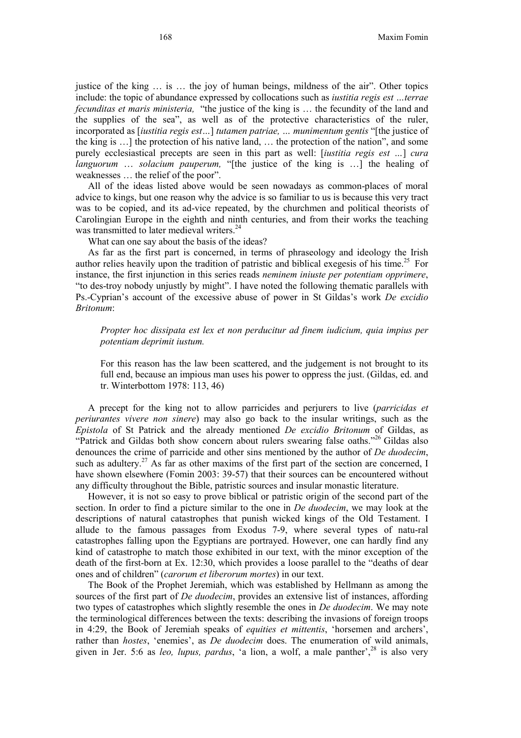justice of the king … is … the joy of human beings, mildness of the air". Other topics include: the topic of abundance expressed by collocations such as *iustitia regis est …terrae fecunditas et maris ministeria,* "the justice of the king is … the fecundity of the land and the supplies of the sea", as well as of the protective characteristics of the ruler, incorporated as [*iustitia regis est…*] *tutamen patriae, … munimentum gentis* "[the justice of the king is …] the protection of his native land, … the protection of the nation", and some purely ecclesiastical precepts are seen in this part as well: [*iustitia regis est …*] *cura languorum … solacium pauperum,* "[the justice of the king is …] the healing of weaknesses … the relief of the poor".

All of the ideas listed above would be seen nowadays as common-places of moral advice to kings, but one reason why the advice is so familiar to us is because this very tract was to be copied, and its ad-vice repeated, by the churchmen and political theorists of Carolingian Europe in the eighth and ninth centuries, and from their works the teaching was transmitted to later medieval writers.[24]

What can one say about the basis of the ideas?

As far as the first part is concerned, in terms of phraseology and ideology the Irish author relies heavily upon the tradition of patristic and biblical exegesis of his time.[25] For instance, the first injunction in this series reads *neminem iniuste per potentiam opprimere*, "to des-troy nobody unjustly by might". I have noted the following thematic parallels with Ps.-Cyprian's account of the excessive abuse of power in St Gildas's work *De excidio Britonum*:

> *Propter hoc dissipata est lex et non perducitur ad finem iudicium, quia impius per potentiam deprimit iustum.*
>
> For this reason has the law been scattered, and the judgement is not brought to its full end, because an impious man uses his power to oppress the just. (Gildas, ed. and tr. Winterbottom 1978: 113, 46)

A precept for the king not to allow parricides and perjurers to live (*parricidas et periurantes vivere non sinere*) may also go back to the insular writings, such as the *Epistola* of St Patrick and the already mentioned *De excidio Britonum* of Gildas, as "Patrick and Gildas both show concern about rulers swearing false oaths."[26] Gildas also denounces the crime of parricide and other sins mentioned by the author of *De duodecim*, such as adultery.[27] As far as other maxims of the first part of the section are concerned, I have shown elsewhere (Fomin 2003: 39-57) that their sources can be encountered without any difficulty throughout the Bible, patristic sources and insular monastic literature.

However, it is not so easy to prove biblical or patristic origin of the second part of the section. In order to find a picture similar to the one in *De duodecim*, we may look at the descriptions of natural catastrophes that punish wicked kings of the Old Testament. I allude to the famous passages from Exodus 7-9, where several types of natu-ral catastrophes falling upon the Egyptians are portrayed. However, one can hardly find any kind of catastrophe to match those exhibited in our text, with the minor exception of the death of the first-born at Ex. 12:30, which provides a loose parallel to the "deaths of dear ones and of children" (*carorum et liberorum mortes*) in our text.

The Book of the Prophet Jeremiah, which was established by Hellmann as among the sources of the first part of *De duodecim*, provides an extensive list of instances, affording two types of catastrophes which slightly resemble the ones in *De duodecim*. We may note the terminological differences between the texts: describing the invasions of foreign troops in 4:29, the Book of Jeremiah speaks of *equities et mittentis*, 'horsemen and archers', rather than *hostes*, 'enemies', as *De duodecim* does. The enumeration of wild animals, given in Jer. 5:6 as *leo, lupus, pardus*, 'a lion, a wolf, a male panther',[28] is also very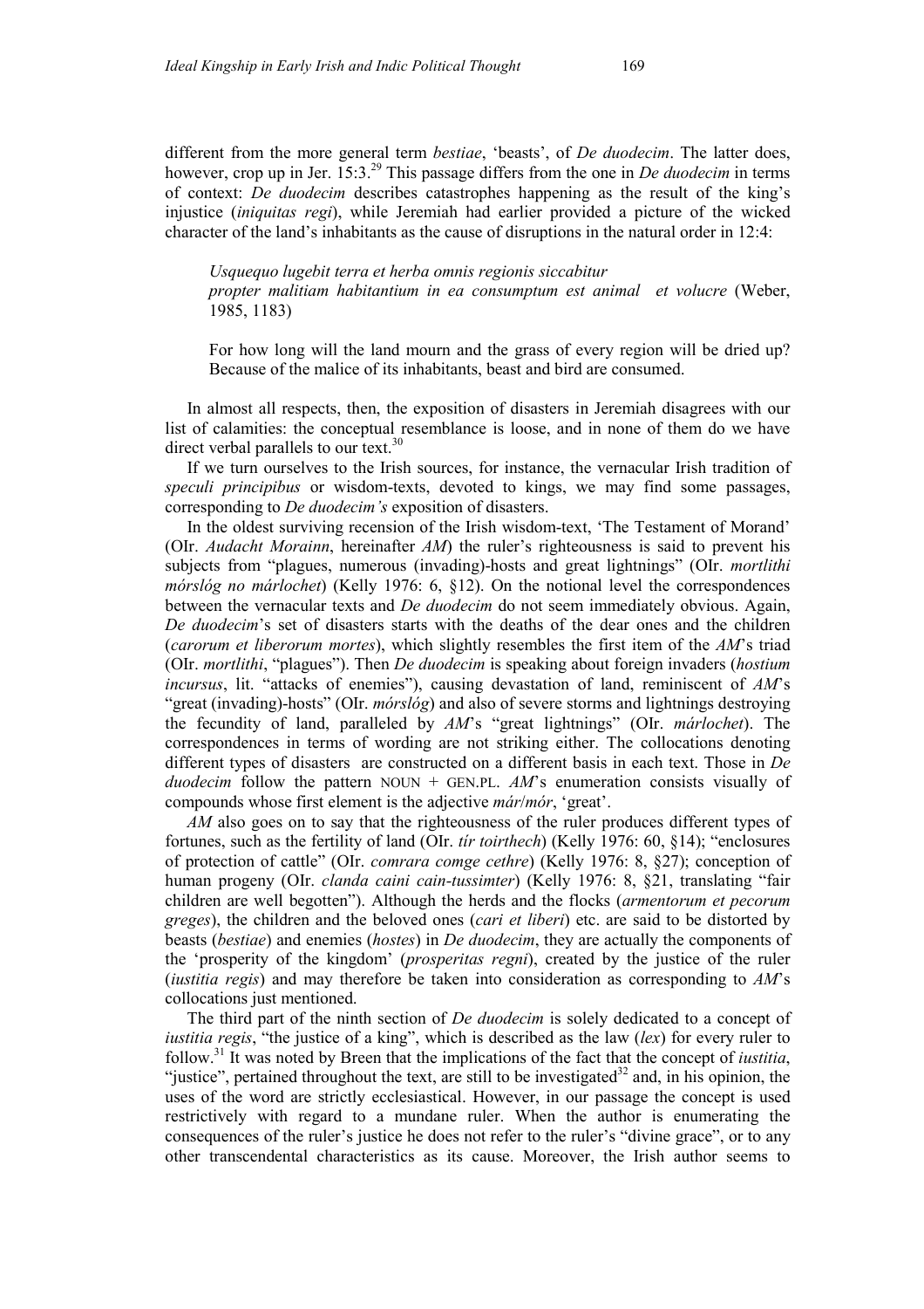different from the more general term *bestiae*, 'beasts', of *De duodecim*. The latter does, however, crop up in Jer. 15:3.[29] This passage differs from the one in *De duodecim* in terms of context: *De duodecim* describes catastrophes happening as the result of the king's injustice (*iniquitas regi*), while Jeremiah had earlier provided a picture of the wicked character of the land's inhabitants as the cause of disruptions in the natural order in 12:4:

> *Usquequo lugebit terra et herba omnis regionis siccabitur*
> *propter malitiam habitantium in ea consumptum est animal et volucre* (Weber, 1985, 1183)
>
> For how long will the land mourn and the grass of every region will be dried up? Because of the malice of its inhabitants, beast and bird are consumed.

In almost all respects, then, the exposition of disasters in Jeremiah disagrees with our list of calamities: the conceptual resemblance is loose, and in none of them do we have direct verbal parallels to our text.[30]

If we turn ourselves to the Irish sources, for instance, the vernacular Irish tradition of *speculi principibus* or wisdom-texts, devoted to kings, we may find some passages, corresponding to *De duodecim's* exposition of disasters.

In the oldest surviving recension of the Irish wisdom-text, 'The Testament of Morand' (OIr. *Audacht Morainn*, hereinafter *AM*) the ruler's righteousness is said to prevent his subjects from "plagues, numerous (invading)-hosts and great lightnings" (OIr. *mortlithi mórslóg no márlochet*) (Kelly 1976: 6, §12). On the notional level the correspondences between the vernacular texts and *De duodecim* do not seem immediately obvious. Again, *De duodecim*'s set of disasters starts with the deaths of the dear ones and the children (*carorum et liberorum mortes*), which slightly resembles the first item of the *AM*'s triad (OIr. *mortlithi*, "plagues"). Then *De duodecim* is speaking about foreign invaders (*hostium incursus*, lit. "attacks of enemies"), causing devastation of land, reminiscent of *AM*'s "great (invading)-hosts" (OIr. *mórslóg*) and also of severe storms and lightnings destroying the fecundity of land, paralleled by *AM*'s "great lightnings" (OIr. *márlochet*). The correspondences in terms of wording are not striking either. The collocations denoting different types of disasters are constructed on a different basis in each text. Those in *De duodecim* follow the pattern NOUN + GEN.PL. *AM*'s enumeration consists visually of compounds whose first element is the adjective *már*/*mór*, 'great'.

*AM* also goes on to say that the righteousness of the ruler produces different types of fortunes, such as the fertility of land (OIr. *tír toirthech*) (Kelly 1976: 60, §14); "enclosures of protection of cattle" (OIr. *comrara comge cethre*) (Kelly 1976: 8, §27); conception of human progeny (OIr. *clanda caini cain-tussimter*) (Kelly 1976: 8, §21, translating "fair children are well begotten"). Although the herds and the flocks (*armentorum et pecorum greges*), the children and the beloved ones (*cari et liberi*) etc. are said to be distorted by beasts (*bestiae*) and enemies (*hostes*) in *De duodecim*, they are actually the components of the 'prosperity of the kingdom' (*prosperitas regni*), created by the justice of the ruler (*iustitia regis*) and may therefore be taken into consideration as corresponding to *AM*'s collocations just mentioned.

The third part of the ninth section of *De duodecim* is solely dedicated to a concept of *iustitia regis*, "the justice of a king", which is described as the law (*lex*) for every ruler to follow.[31] It was noted by Breen that the implications of the fact that the concept of *iustitia*, "justice", pertained throughout the text, are still to be investigated[32] and, in his opinion, the uses of the word are strictly ecclesiastical. However, in our passage the concept is used restrictively with regard to a mundane ruler. When the author is enumerating the consequences of the ruler's justice he does not refer to the ruler's "divine grace", or to any other transcendental characteristics as its cause. Moreover, the Irish author seems to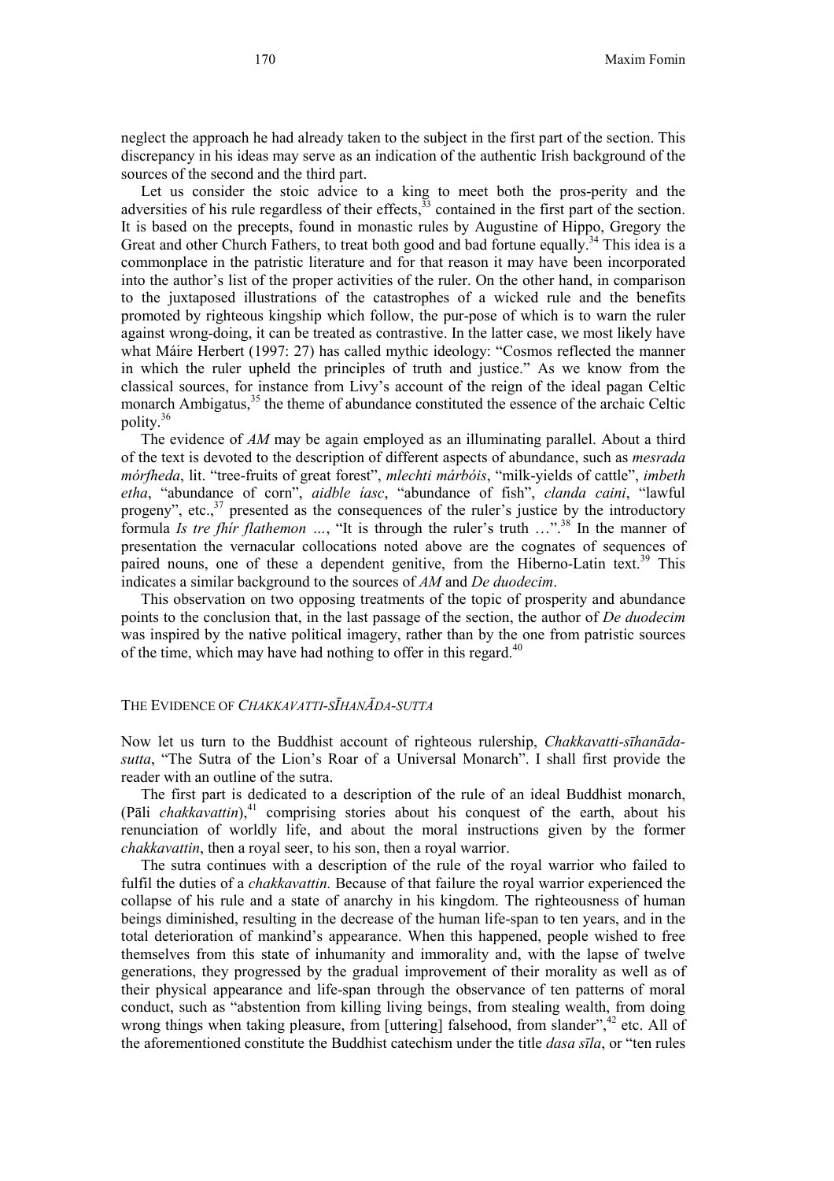neglect the approach he had already taken to the subject in the first part of the section. This discrepancy in his ideas may serve as an indication of the authentic Irish background of the sources of the second and the third part.

Let us consider the stoic advice to a king to meet both the pros-perity and the adversities of his rule regardless of their effects,[33] contained in the first part of the section. It is based on the precepts, found in monastic rules by Augustine of Hippo, Gregory the Great and other Church Fathers, to treat both good and bad fortune equally.[34] This idea is a commonplace in the patristic literature and for that reason it may have been incorporated into the author's list of the proper activities of the ruler. On the other hand, in comparison to the juxtaposed illustrations of the catastrophes of a wicked rule and the benefits promoted by righteous kingship which follow, the pur-pose of which is to warn the ruler against wrong-doing, it can be treated as contrastive. In the latter case, we most likely have what Máire Herbert (1997: 27) has called mythic ideology: "Cosmos reflected the manner in which the ruler upheld the principles of truth and justice." As we know from the classical sources, for instance from Livy's account of the reign of the ideal pagan Celtic monarch Ambigatus,[35] the theme of abundance constituted the essence of the archaic Celtic polity.[36]

The evidence of *AM* may be again employed as an illuminating parallel. About a third of the text is devoted to the description of different aspects of abundance, such as *mesrada mórfheda*, lit. "tree-fruits of great forest", *mlechti márbóis*, "milk-yields of cattle", *imbeth etha*, "abundance of corn", *aidble íasc*, "abundance of fish", *clanda caini*, "lawful progeny", etc.,[37] presented as the consequences of the ruler's justice by the introductory formula *Is tre fhír flathemon …*, "It is through the ruler's truth …".[38] In the manner of presentation the vernacular collocations noted above are the cognates of sequences of paired nouns, one of these a dependent genitive, from the Hiberno-Latin text.[39] This indicates a similar background to the sources of *AM* and *De duodecim*.

This observation on two opposing treatments of the topic of prosperity and abundance points to the conclusion that, in the last passage of the section, the author of *De duodecim* was inspired by the native political imagery, rather than by the one from patristic sources of the time, which may have had nothing to offer in this regard.[40]

## THE EVIDENCE OF *CHAKKAVATTI-SĪHANĀDA-SUTTA*

Now let us turn to the Buddhist account of righteous rulership, *Chakkavatti-sīhanāda-sutta*, "The Sutra of the Lion's Roar of a Universal Monarch". I shall first provide the reader with an outline of the sutra.

The first part is dedicated to a description of the rule of an ideal Buddhist monarch, (Pāli *chakkavattin*),[41] comprising stories about his conquest of the earth, about his renunciation of worldly life, and about the moral instructions given by the former *chakkavattin*, then a royal seer, to his son, then a royal warrior.

The sutra continues with a description of the rule of the royal warrior who failed to fulfil the duties of a *chakkavattin.* Because of that failure the royal warrior experienced the collapse of his rule and a state of anarchy in his kingdom. The righteousness of human beings diminished, resulting in the decrease of the human life-span to ten years, and in the total deterioration of mankind's appearance. When this happened, people wished to free themselves from this state of inhumanity and immorality and, with the lapse of twelve generations, they progressed by the gradual improvement of their morality as well as of their physical appearance and life-span through the observance of ten patterns of moral conduct, such as "abstention from killing living beings, from stealing wealth, from doing wrong things when taking pleasure, from [uttering] falsehood, from slander",[42] etc. All of the aforementioned constitute the Buddhist catechism under the title *dasa sīla*, or "ten rules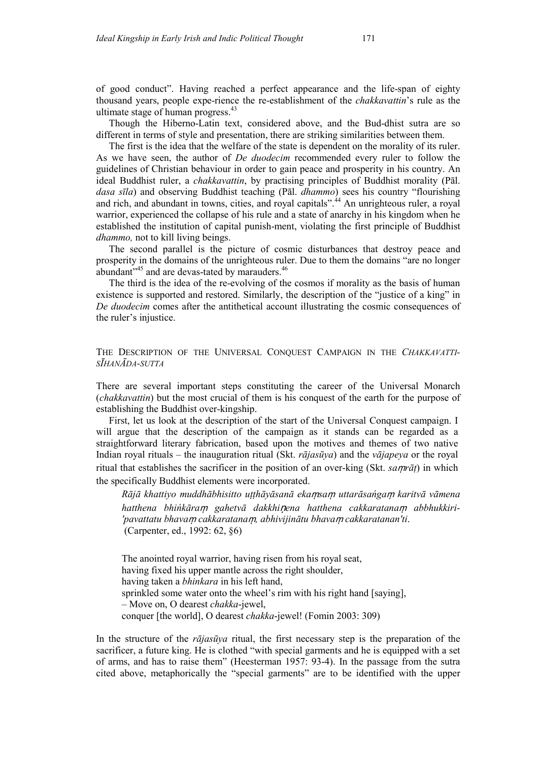of good conduct". Having reached a perfect appearance and the life-span of eighty thousand years, people expe-rience the re-establishment of the *chakkavattin*'s rule as the ultimate stage of human progress.[43]

Though the Hiberno-Latin text, considered above, and the Bud-dhist sutra are so different in terms of style and presentation, there are striking similarities between them.

The first is the idea that the welfare of the state is dependent on the morality of its ruler. As we have seen, the author of *De duodecim* recommended every ruler to follow the guidelines of Christian behaviour in order to gain peace and prosperity in his country. An ideal Buddhist ruler, a *chakkavattin*, by practising principles of Buddhist morality (Pāl. *dasa sīla*) and observing Buddhist teaching (Pāl. *dhammo*) sees his country "flourishing and rich, and abundant in towns, cities, and royal capitals".[44] An unrighteous ruler, a royal warrior, experienced the collapse of his rule and a state of anarchy in his kingdom when he established the institution of capital punish-ment, violating the first principle of Buddhist *dhammo,* not to kill living beings.

The second parallel is the picture of cosmic disturbances that destroy peace and prosperity in the domains of the unrighteous ruler. Due to them the domains "are no longer abundant"[45] and are devas-tated by marauders.[46]

The third is the idea of the re-evolving of the cosmos if morality as the basis of human existence is supported and restored. Similarly, the description of the "justice of a king" in *De duodecim* comes after the antithetical account illustrating the cosmic consequences of the ruler's injustice.

## THE DESCRIPTION OF THE UNIVERSAL CONQUEST CAMPAIGN IN THE *CHAKKAVATTI-SĪHANĀDA-SUTTA*

There are several important steps constituting the career of the Universal Monarch (*chakkavattin*) but the most crucial of them is his conquest of the earth for the purpose of establishing the Buddhist over-kingship.

First, let us look at the description of the start of the Universal Conquest campaign. I will argue that the description of the campaign as it stands can be regarded as a straightforward literary fabrication, based upon the motives and themes of two native Indian royal rituals – the inauguration ritual (Skt. *rājasūya*) and the *vājapeya* or the royal ritual that establishes the sacrificer in the position of an over-king (Skt. *saṃrāṭ*) in which the specifically Buddhist elements were incorporated.

> *Rājā khattiyo muddhābhisitto uṭṭhāyāsanā ekaṃsaṃ uttarāsaṅgaṃ karitvā vāmena hatthena bhiṅkāraṃ gahetvā dakkhiṇena hatthena cakkaratanaṃ abbhukkiri-'pavattatu bhavaṃ cakkaratanaṃ, abhivijinātu bhavaṃ cakkaratanan'ti.*
> (Carpenter, ed., 1992: 62, §6)

> The anointed royal warrior, having risen from his royal seat,
> having fixed his upper mantle across the right shoulder,
> having taken a *bhinkara* in his left hand,
> sprinkled some water onto the wheel's rim with his right hand [saying],
> – Move on, O dearest *chakka*-jewel,
> conquer [the world], O dearest *chakka*-jewel! (Fomin 2003: 309)

In the structure of the *rājasūya* ritual, the first necessary step is the preparation of the sacrificer, a future king. He is clothed "with special garments and he is equipped with a set of arms, and has to raise them" (Heesterman 1957: 93-4). In the passage from the sutra cited above, metaphorically the "special garments" are to be identified with the upper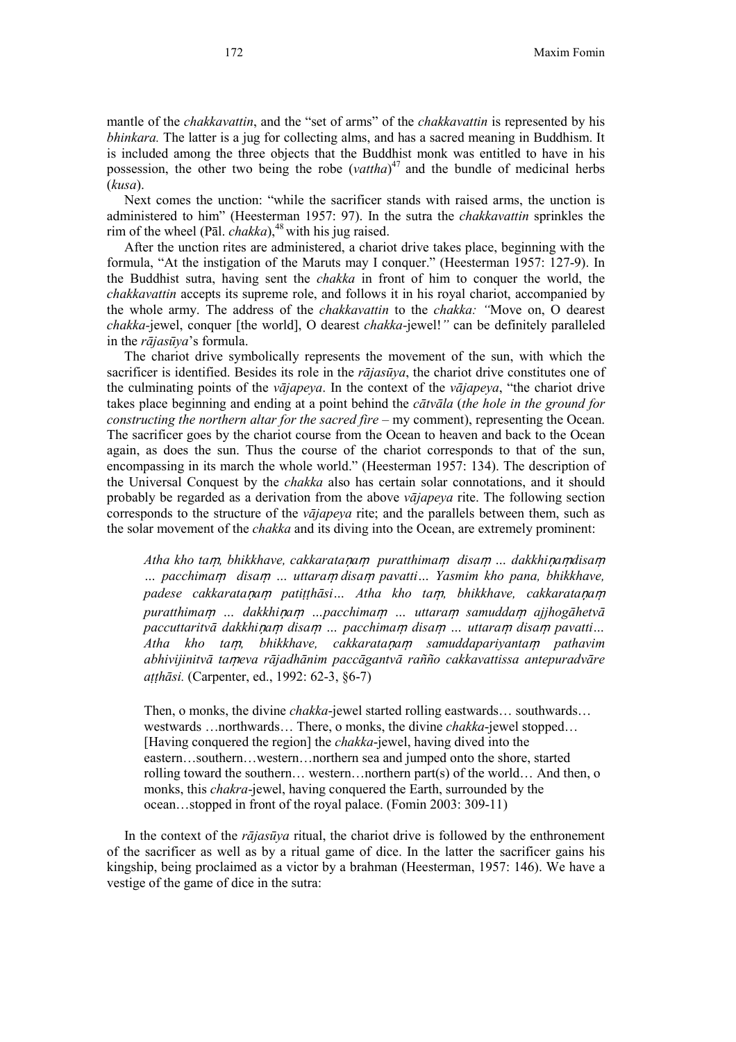mantle of the *chakkavattin*, and the "set of arms" of the *chakkavattin* is represented by his *bhinkara.* The latter is a jug for collecting alms, and has a sacred meaning in Buddhism. It is included among the three objects that the Buddhist monk was entitled to have in his possession, the other two being the robe (*vattha*)[47] and the bundle of medicinal herbs (*kusa*).

Next comes the unction: "while the sacrificer stands with raised arms, the unction is administered to him" (Heesterman 1957: 97). In the sutra the *chakkavattin* sprinkles the rim of the wheel (Pāl. *chakka*),[48] with his jug raised.

After the unction rites are administered, a chariot drive takes place, beginning with the formula, "At the instigation of the Maruts may I conquer." (Heesterman 1957: 127-9). In the Buddhist sutra, having sent the *chakka* in front of him to conquer the world, the *chakkavattin* accepts its supreme role, and follows it in his royal chariot, accompanied by the whole army. The address of the *chakkavattin* to the *chakka: "*Move on, O dearest *chakka*-jewel, conquer [the world], O dearest *chakka*-jewel!*"* can be definitely paralleled in the *rājasūya*'s formula.

The chariot drive symbolically represents the movement of the sun, with which the sacrificer is identified. Besides its role in the *rājasūya*, the chariot drive constitutes one of the culminating points of the *vājapeya*. In the context of the *vājapeya*, "the chariot drive takes place beginning and ending at a point behind the *cātvāla* (*the hole in the ground for constructing the northern altar for the sacred fire* – my comment), representing the Ocean. The sacrificer goes by the chariot course from the Ocean to heaven and back to the Ocean again, as does the sun. Thus the course of the chariot corresponds to that of the sun, encompassing in its march the whole world." (Heesterman 1957: 134). The description of the Universal Conquest by the *chakka* also has certain solar connotations, and it should probably be regarded as a derivation from the above *vājapeya* rite. The following section corresponds to the structure of the *vājapeya* rite; and the parallels between them, such as the solar movement of the *chakka* and its diving into the Ocean, are extremely prominent:

> *Atha kho taṃ, bhikkhave, cakkaratanaṃ puratthimaṃ disaṃ ... dakkhiṇaṃdisaṃ … pacchimaṃ disaṃ ... uttaraṃ disaṃ pavatti… Yasmim kho pana, bhikkhave, padese cakkaratanaṃ patiṭṭhāsi… Atha kho taṃ, bhikkhave, cakkaratanaṃ puratthimaṃ ... dakkhiṇaṃ ...pacchimaṃ ... uttaraṃ samuddaṃ ajjhogāhetvā paccuttaritvā dakkhiṇaṃ disaṃ ... pacchimaṃ disaṃ ... uttaraṃ disaṃ pavatti… Atha kho taṃ, bhikkhave, cakkaratanaṃ samuddapariyantaṃ pathavim abhivijinitvā taṃeva rājadhānim paccāgantvā rañño cakkavattissa antepuradvāre aṭṭhāsi.* (Carpenter, ed., 1992: 62-3, §6-7)
>
> Then, o monks, the divine *chakka*-jewel started rolling eastwards… southwards… westwards …northwards… There, o monks, the divine *chakka*-jewel stopped… [Having conquered the region] the *chakka*-jewel, having dived into the eastern…southern…western…northern sea and jumped onto the shore, started rolling toward the southern… western…northern part(s) of the world… And then, o monks, this *chakra*-jewel, having conquered the Earth, surrounded by the ocean…stopped in front of the royal palace. (Fomin 2003: 309-11)

In the context of the *rājasūya* ritual, the chariot drive is followed by the enthronement of the sacrificer as well as by a ritual game of dice. In the latter the sacrificer gains his kingship, being proclaimed as a victor by a brahman (Heesterman, 1957: 146). We have a vestige of the game of dice in the sutra: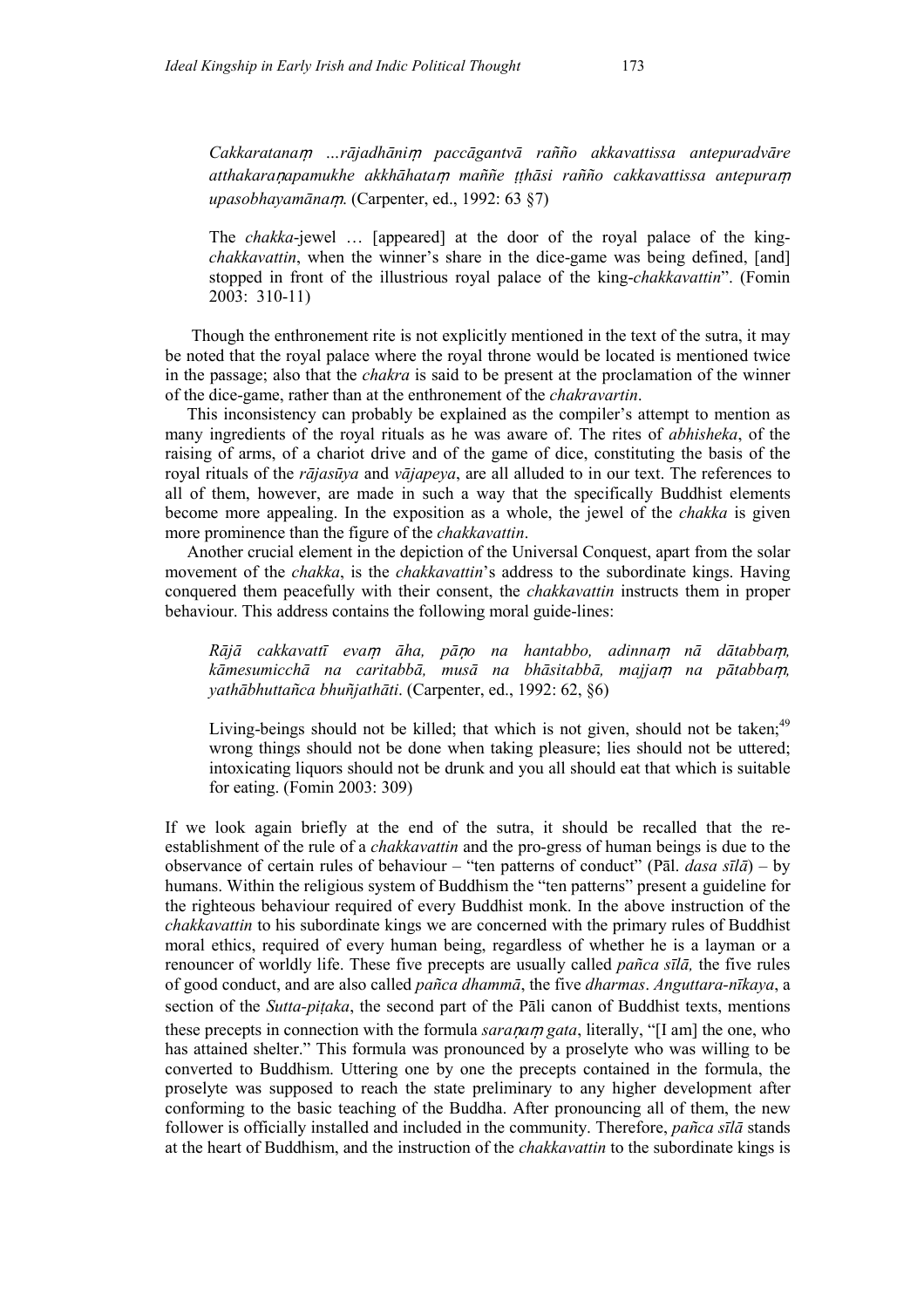*Cakkaratanaṃ …rājadhāniṃ paccāgantvā rañño akkavattissa antepuradvāre atthakaraṇapamukhe akkhāhataṃ maññe ṭṭhāsi rañño cakkavattissa antepuraṃ upasobhayamānaṃ.* (Carpenter, ed., 1992: 63 §7)

> The *chakka*-jewel … [appeared] at the door of the royal palace of the king-*chakkavattin*, when the winner's share in the dice-game was being defined, [and] stopped in front of the illustrious royal palace of the king-*chakkavattin*". (Fomin 2003: 310-11)

Though the enthronement rite is not explicitly mentioned in the text of the sutra, it may be noted that the royal palace where the royal throne would be located is mentioned twice in the passage; also that the *chakra* is said to be present at the proclamation of the winner of the dice-game, rather than at the enthronement of the *chakravartin*.

This inconsistency can probably be explained as the compiler's attempt to mention as many ingredients of the royal rituals as he was aware of. The rites of *abhisheka*, of the raising of arms, of a chariot drive and of the game of dice, constituting the basis of the royal rituals of the *rājasūya* and *vājapeya*, are all alluded to in our text. The references to all of them, however, are made in such a way that the specifically Buddhist elements become more appealing. In the exposition as a whole, the jewel of the *chakka* is given more prominence than the figure of the *chakkavattin*.

Another crucial element in the depiction of the Universal Conquest, apart from the solar movement of the *chakka*, is the *chakkavattin*'s address to the subordinate kings. Having conquered them peacefully with their consent, the *chakkavattin* instructs them in proper behaviour. This address contains the following moral guide-lines:

> *Rājā cakkavattī evaṃ āha, pāṇo na hantabbo, adinnaṃ nā dātabbaṃ, kāmesumicchā na caritabbā, musā na bhāsitabbā, majjaṃ na pātabbaṃ, yathābhuttañca bhuñjathāti*. (Carpenter, ed., 1992: 62, §6)

> Living-beings should not be killed; that which is not given, should not be taken;[49] wrong things should not be done when taking pleasure; lies should not be uttered; intoxicating liquors should not be drunk and you all should eat that which is suitable for eating. (Fomin 2003: 309)

If we look again briefly at the end of the sutra, it should be recalled that the re-establishment of the rule of a *chakkavattin* and the pro-gress of human beings is due to the observance of certain rules of behaviour – "ten patterns of conduct" (Pāl. *dasa sīlā*) – by humans. Within the religious system of Buddhism the "ten patterns" present a guideline for the righteous behaviour required of every Buddhist monk. In the above instruction of the *chakkavattin* to his subordinate kings we are concerned with the primary rules of Buddhist moral ethics, required of every human being, regardless of whether he is a layman or a renouncer of worldly life. These five precepts are usually called *pañca sīlā,* the five rules of good conduct, and are also called *pañca dhammā*, the five *dharmas*. *Anguttara-nīkaya*, a section of the *Sutta-piṭaka*, the second part of the Pāli canon of Buddhist texts, mentions these precepts in connection with the formula *saraṇaṃ gata*, literally, "[I am] the one, who has attained shelter." This formula was pronounced by a proselyte who was willing to be converted to Buddhism. Uttering one by one the precepts contained in the formula, the proselyte was supposed to reach the state preliminary to any higher development after conforming to the basic teaching of the Buddha. After pronouncing all of them, the new follower is officially installed and included in the community. Therefore, *pañca sīlā* stands at the heart of Buddhism, and the instruction of the *chakkavattin* to the subordinate kings is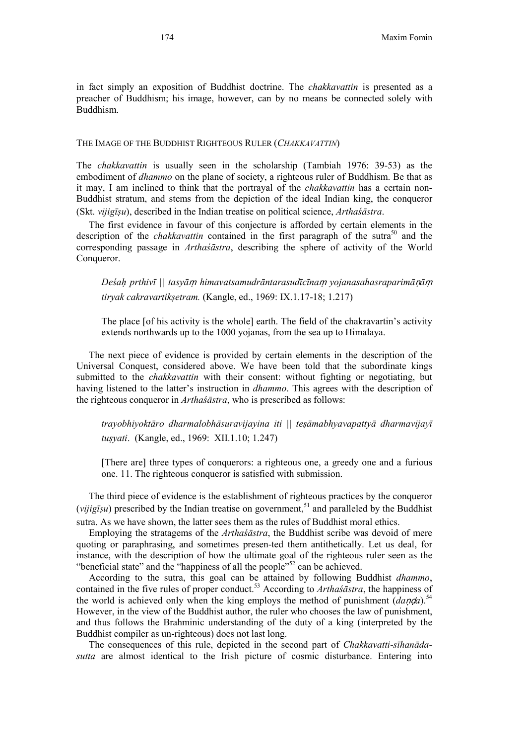in fact simply an exposition of Buddhist doctrine. The *chakkavattin* is presented as a preacher of Buddhism; his image, however, can by no means be connected solely with Buddhism.

## THE IMAGE OF THE BUDDHIST RIGHTEOUS RULER (*CHAKKAVATTIN*)

The *chakkavattin* is usually seen in the scholarship (Tambiah 1976: 39-53) as the embodiment of *dhammo* on the plane of society, a righteous ruler of Buddhism. Be that as it may, I am inclined to think that the portrayal of the *chakkavattin* has a certain non-Buddhist stratum, and stems from the depiction of the ideal Indian king, the conqueror (Skt. *vijigīṣu*), described in the Indian treatise on political science, *Arthaśāstra*.

The first evidence in favour of this conjecture is afforded by certain elements in the description of the *chakkavattin* contained in the first paragraph of the sutra[50] and the corresponding passage in *Arthaśāstra*, describing the sphere of activity of the World Conqueror.

> *Deśaḥ prthivī || tasyāṃ himavatsamudrāntarasudīcīnaṃ yojanasahasraparimāṇāṃ tiryak cakravartikṣetram.* (Kangle, ed., 1969: IX.1.17-18; 1.217)
>
> The place [of his activity is the whole] earth. The field of the chakravartin's activity extends northwards up to the 1000 yojanas, from the sea up to Himalaya.

The next piece of evidence is provided by certain elements in the description of the Universal Conquest, considered above. We have been told that the subordinate kings submitted to the *chakkavattin* with their consent: without fighting or negotiating, but having listened to the latter's instruction in *dhammo*. This agrees with the description of the righteous conqueror in *Arthaśāstra*, who is prescribed as follows:

> *trayobhiyoktāro dharmalobhāsuravijayina iti || teṣāmabhyavapattyā dharmavijayī tuṣyati*. (Kangle, ed., 1969: XII.1.10; 1.247)
>
> [There are] three types of conquerors: a righteous one, a greedy one and a furious one. 11. The righteous conqueror is satisfied with submission.

The third piece of evidence is the establishment of righteous practices by the conqueror (*vijigīṣu*) prescribed by the Indian treatise on government,[51] and paralleled by the Buddhist sutra. As we have shown, the latter sees them as the rules of Buddhist moral ethics.

Employing the stratagems of the *Arthaśāstra*, the Buddhist scribe was devoid of mere quoting or paraphrasing, and sometimes presen-ted them antithetically. Let us deal, for instance, with the description of how the ultimate goal of the righteous ruler seen as the "beneficial state" and the "happiness of all the people"[52] can be achieved.

According to the sutra, this goal can be attained by following Buddhist *dhammo*, contained in the five rules of proper conduct.[53] According to *Arthaśāstra*, the happiness of the world is achieved only when the king employs the method of punishment (*daṇḍa*).[54] However, in the view of the Buddhist author, the ruler who chooses the law of punishment, and thus follows the Brahminic understanding of the duty of a king (interpreted by the Buddhist compiler as un-righteous) does not last long.

The consequences of this rule, depicted in the second part of *Chakkavatti-sīhanāda-sutta* are almost identical to the Irish picture of cosmic disturbance. Entering into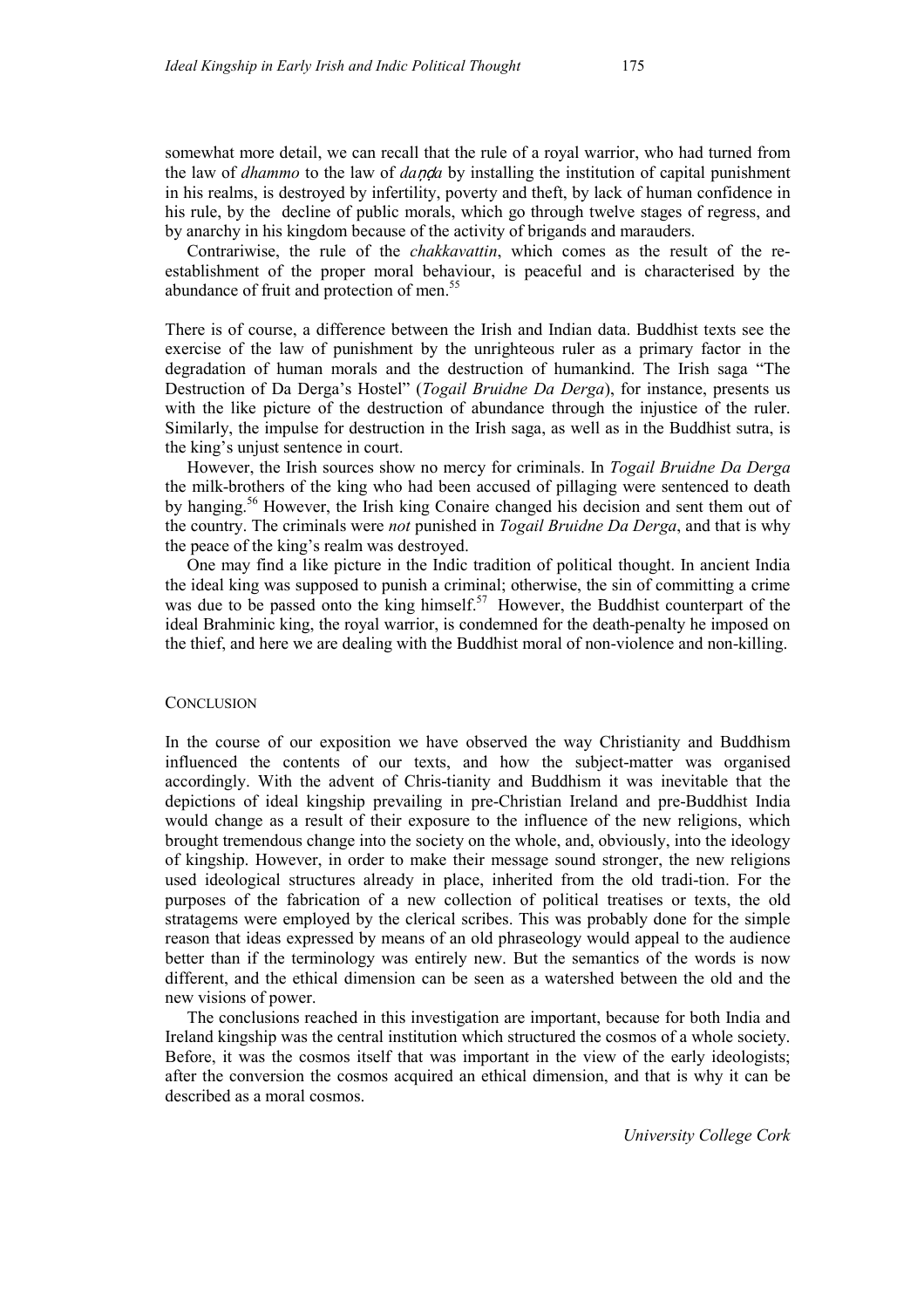somewhat more detail, we can recall that the rule of a royal warrior, who had turned from the law of *dhammo* to the law of *daṇḍa* by installing the institution of capital punishment in his realms, is destroyed by infertility, poverty and theft, by lack of human confidence in his rule, by the decline of public morals, which go through twelve stages of regress, and by anarchy in his kingdom because of the activity of brigands and marauders.

Contrariwise, the rule of the *chakkavattin*, which comes as the result of the re-establishment of the proper moral behaviour, is peaceful and is characterised by the abundance of fruit and protection of men.[55]

There is of course, a difference between the Irish and Indian data. Buddhist texts see the exercise of the law of punishment by the unrighteous ruler as a primary factor in the degradation of human morals and the destruction of humankind. The Irish saga "The Destruction of Da Derga's Hostel" (*Togail Bruidne Da Derga*), for instance, presents us with the like picture of the destruction of abundance through the injustice of the ruler. Similarly, the impulse for destruction in the Irish saga, as well as in the Buddhist sutra, is the king's unjust sentence in court.

However, the Irish sources show no mercy for criminals. In *Togail Bruidne Da Derga* the milk-brothers of the king who had been accused of pillaging were sentenced to death by hanging.[56] However, the Irish king Conaire changed his decision and sent them out of the country. The criminals were *not* punished in *Togail Bruidne Da Derga*, and that is why the peace of the king's realm was destroyed.

One may find a like picture in the Indic tradition of political thought. In ancient India the ideal king was supposed to punish a criminal; otherwise, the sin of committing a crime was due to be passed onto the king himself.[57] However, the Buddhist counterpart of the ideal Brahminic king, the royal warrior, is condemned for the death-penalty he imposed on the thief, and here we are dealing with the Buddhist moral of non-violence and non-killing.

## Conclusion

In the course of our exposition we have observed the way Christianity and Buddhism influenced the contents of our texts, and how the subject-matter was organised accordingly. With the advent of Chris-tianity and Buddhism it was inevitable that the depictions of ideal kingship prevailing in pre-Christian Ireland and pre-Buddhist India would change as a result of their exposure to the influence of the new religions, which brought tremendous change into the society on the whole, and, obviously, into the ideology of kingship. However, in order to make their message sound stronger, the new religions used ideological structures already in place, inherited from the old tradi-tion. For the purposes of the fabrication of a new collection of political treatises or texts, the old stratagems were employed by the clerical scribes. This was probably done for the simple reason that ideas expressed by means of an old phraseology would appeal to the audience better than if the terminology was entirely new. But the semantics of the words is now different, and the ethical dimension can be seen as a watershed between the old and the new visions of power.

The conclusions reached in this investigation are important, because for both India and Ireland kingship was the central institution which structured the cosmos of a whole society. Before, it was the cosmos itself that was important in the view of the early ideologists; after the conversion the cosmos acquired an ethical dimension, and that is why it can be described as a moral cosmos.

*University College Cork*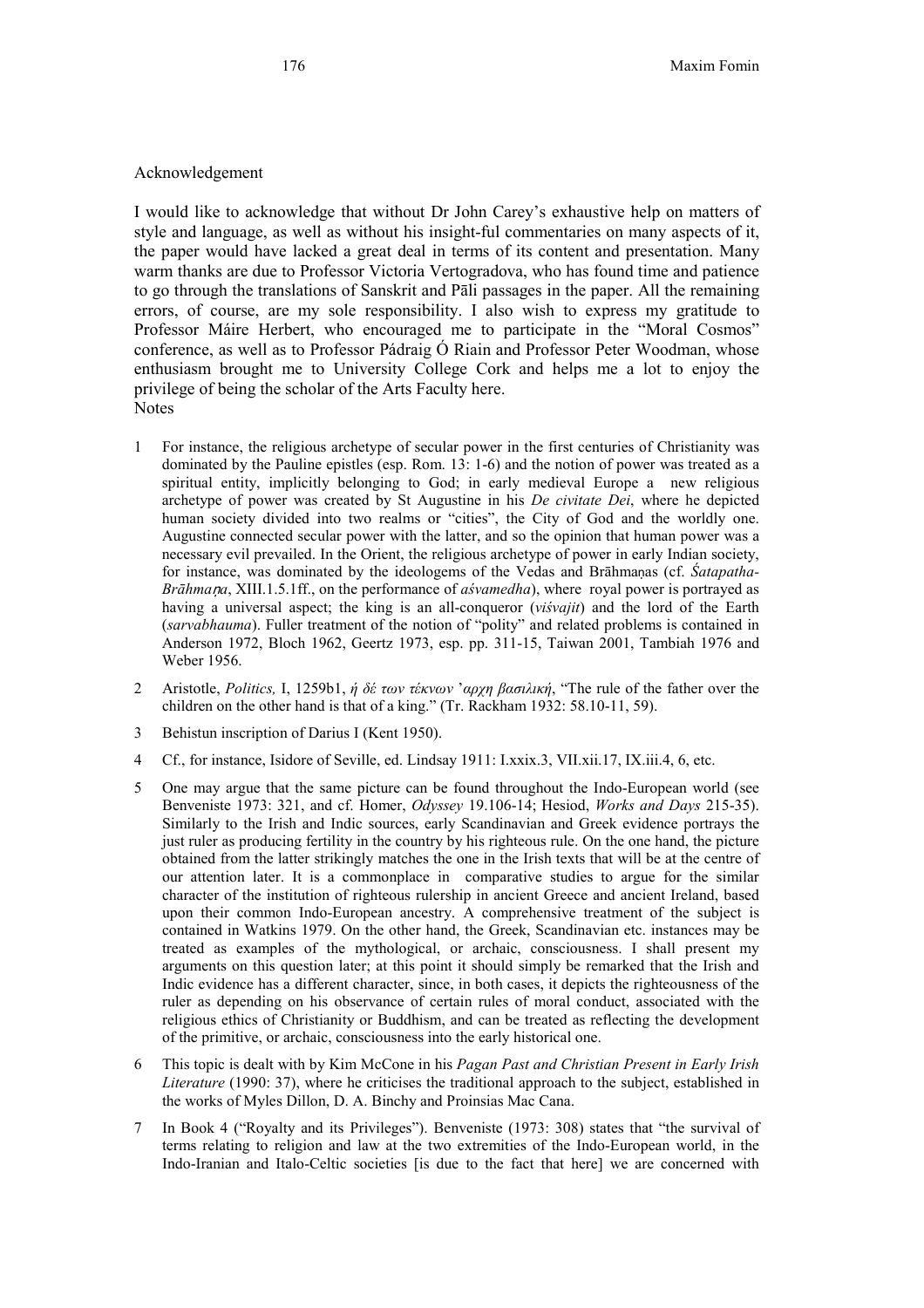Acknowledgement

I would like to acknowledge that without Dr John Carey's exhaustive help on matters of style and language, as well as without his insight-ful commentaries on many aspects of it, the paper would have lacked a great deal in terms of its content and presentation. Many warm thanks are due to Professor Victoria Vertogradova, who has found time and patience to go through the translations of Sanskrit and Pāli passages in the paper. All the remaining errors, of course, are my sole responsibility. I also wish to express my gratitude to Professor Máire Herbert, who encouraged me to participate in the "Moral Cosmos" conference, as well as to Professor Pádraig Ó Riain and Professor Peter Woodman, whose enthusiasm brought me to University College Cork and helps me a lot to enjoy the privilege of being the scholar of the Arts Faculty here.

Notes

1 For instance, the religious archetype of secular power in the first centuries of Christianity was dominated by the Pauline epistles (esp. Rom. 13: 1-6) and the notion of power was treated as a spiritual entity, implicitly belonging to God; in early medieval Europe a new religious archetype of power was created by St Augustine in his *De civitate Dei*, where he depicted human society divided into two realms or "cities", the City of God and the worldly one. Augustine connected secular power with the latter, and so the opinion that human power was a necessary evil prevailed. In the Orient, the religious archetype of power in early Indian society, for instance, was dominated by the ideologems of the Vedas and Brāhmaṇas (cf. *Śatapatha-Brāhmaṇa*, XIII.1.5.1ff., on the performance of *aśvamedha*), where royal power is portrayed as having a universal aspect; the king is an all-conqueror (*viśvajit*) and the lord of the Earth (*sarvabhauma*). Fuller treatment of the notion of "polity" and related problems is contained in Anderson 1972, Bloch 1962, Geertz 1973, esp. pp. 311-15, Taiwan 2001, Tambiah 1976 and Weber 1956.

2 Aristotle, *Politics,* I, 1259b1, *ή δέ των τέκνων 'αρχη βασιλική*, "The rule of the father over the children on the other hand is that of a king." (Tr. Rackham 1932: 58.10-11, 59).

3 Behistun inscription of Darius I (Kent 1950).

4 Cf., for instance, Isidore of Seville, ed. Lindsay 1911: I.xxix.3, VII.xii.17, IX.iii.4, 6, etc.

5 One may argue that the same picture can be found throughout the Indo-European world (see Benveniste 1973: 321, and cf. Homer, *Odyssey* 19.106-14; Hesiod, *Works and Days* 215-35). Similarly to the Irish and Indic sources, early Scandinavian and Greek evidence portrays the just ruler as producing fertility in the country by his righteous rule. On the one hand, the picture obtained from the latter strikingly matches the one in the Irish texts that will be at the centre of our attention later. It is a commonplace in comparative studies to argue for the similar character of the institution of righteous rulership in ancient Greece and ancient Ireland, based upon their common Indo-European ancestry. A comprehensive treatment of the subject is contained in Watkins 1979. On the other hand, the Greek, Scandinavian etc. instances may be treated as examples of the mythological, or archaic, consciousness. I shall present my arguments on this question later; at this point it should simply be remarked that the Irish and Indic evidence has a different character, since, in both cases, it depicts the righteousness of the ruler as depending on his observance of certain rules of moral conduct, associated with the religious ethics of Christianity or Buddhism, and can be treated as reflecting the development of the primitive, or archaic, consciousness into the early historical one.

6 This topic is dealt with by Kim McCone in his *Pagan Past and Christian Present in Early Irish Literature* (1990: 37), where he criticises the traditional approach to the subject, established in the works of Myles Dillon, D. A. Binchy and Proinsias Mac Cana.

7 In Book 4 ("Royalty and its Privileges"). Benveniste (1973: 308) states that "the survival of terms relating to religion and law at the two extremities of the Indo-European world, in the Indo-Iranian and Italo-Celtic societies [is due to the fact that here] we are concerned with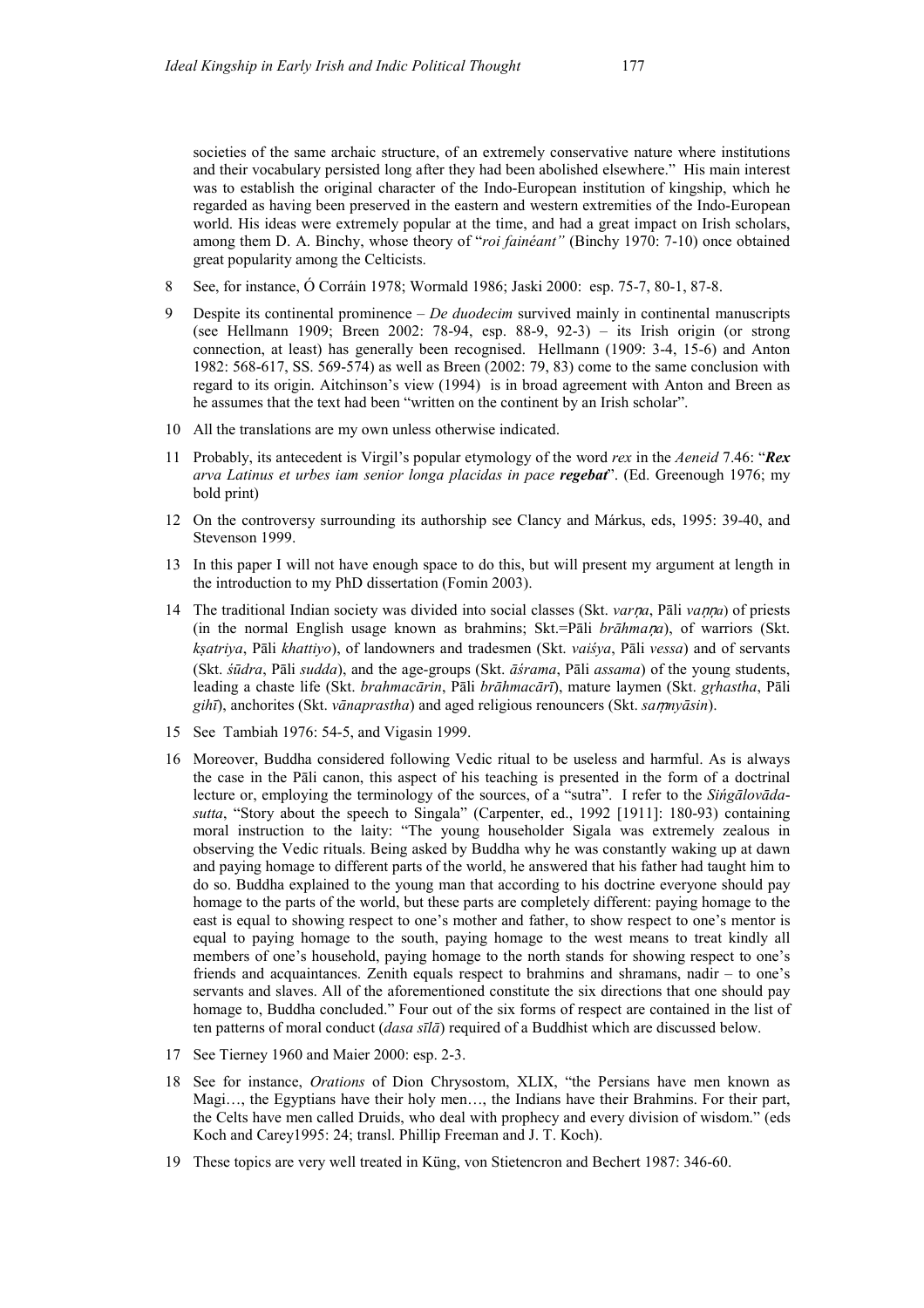societies of the same archaic structure, of an extremely conservative nature where institutions and their vocabulary persisted long after they had been abolished elsewhere." His main interest was to establish the original character of the Indo-European institution of kingship, which he regarded as having been preserved in the eastern and western extremities of the Indo-European world. His ideas were extremely popular at the time, and had a great impact on Irish scholars, among them D. A. Binchy, whose theory of "*roi fainéant"* (Binchy 1970: 7-10) once obtained great popularity among the Celticists.

8 See, for instance, Ó Corráin 1978; Wormald 1986; Jaski 2000: esp. 75-7, 80-1, 87-8.

9 Despite its continental prominence – *De duodecim* survived mainly in continental manuscripts (see Hellmann 1909; Breen 2002: 78-94, esp. 88-9, 92-3) – its Irish origin (or strong connection, at least) has generally been recognised. Hellmann (1909: 3-4, 15-6) and Anton 1982: 568-617, SS. 569-574) as well as Breen (2002: 79, 83) come to the same conclusion with regard to its origin. Aitchinson's view (1994) is in broad agreement with Anton and Breen as he assumes that the text had been "written on the continent by an Irish scholar".

10 All the translations are my own unless otherwise indicated.

11 Probably, its antecedent is Virgil's popular etymology of the word *rex* in the *Aeneid* 7.46: "***Rex*** *arva Latinus et urbes iam senior longa placidas in pace* ***regebat***". (Ed. Greenough 1976; my bold print)

12 On the controversy surrounding its authorship see Clancy and Márkus, eds, 1995: 39-40, and Stevenson 1999.

13 In this paper I will not have enough space to do this, but will present my argument at length in the introduction to my PhD dissertation (Fomin 2003).

14 The traditional Indian society was divided into social classes (Skt. *varṇa*, Pāli *vaṇṇa*) of priests (in the normal English usage known as brahmins; Skt.=Pāli *brāhmaṇa*), of warriors (Skt. *kṣatriya*, Pāli *khattiyo*), of landowners and tradesmen (Skt. *vaiśya*, Pāli *vessa*) and of servants (Skt. *śūdra*, Pāli *sudda*), and the age-groups (Skt. *āśrama*, Pāli *assama*) of the young students, leading a chaste life (Skt. *brahmacārin*, Pāli *brāhmacārī*), mature laymen (Skt. *gṛhastha*, Pāli *gihī*), anchorites (Skt. *vānaprastha*) and aged religious renouncers (Skt. *saṃnyāsin*).

15 See Tambiah 1976: 54-5, and Vigasin 1999.

16 Moreover, Buddha considered following Vedic ritual to be useless and harmful. As is always the case in the Pāli canon, this aspect of his teaching is presented in the form of a doctrinal lecture or, employing the terminology of the sources, of a "sutra". I refer to the *Siṅgālovāda-sutta*, "Story about the speech to Singala" (Carpenter, ed., 1992 [1911]: 180-93) containing moral instruction to the laity: "The young householder Sigala was extremely zealous in observing the Vedic rituals. Being asked by Buddha why he was constantly waking up at dawn and paying homage to different parts of the world, he answered that his father had taught him to do so. Buddha explained to the young man that according to his doctrine everyone should pay homage to the parts of the world, but these parts are completely different: paying homage to the east is equal to showing respect to one's mother and father, to show respect to one's mentor is equal to paying homage to the south, paying homage to the west means to treat kindly all members of one's household, paying homage to the north stands for showing respect to one's friends and acquaintances. Zenith equals respect to brahmins and shramans, nadir – to one's servants and slaves. All of the aforementioned constitute the six directions that one should pay homage to, Buddha concluded." Four out of the six forms of respect are contained in the list of ten patterns of moral conduct (*dasa sīlā*) required of a Buddhist which are discussed below.

17 See Tierney 1960 and Maier 2000: esp. 2-3.

18 See for instance, *Orations* of Dion Chrysostom, XLIX, "the Persians have men known as Magi…, the Egyptians have their holy men…, the Indians have their Brahmins. For their part, the Celts have men called Druids, who deal with prophecy and every division of wisdom." (eds Koch and Carey1995: 24; transl. Phillip Freeman and J. T. Koch).

19 These topics are very well treated in Küng, von Stietencron and Bechert 1987: 346-60.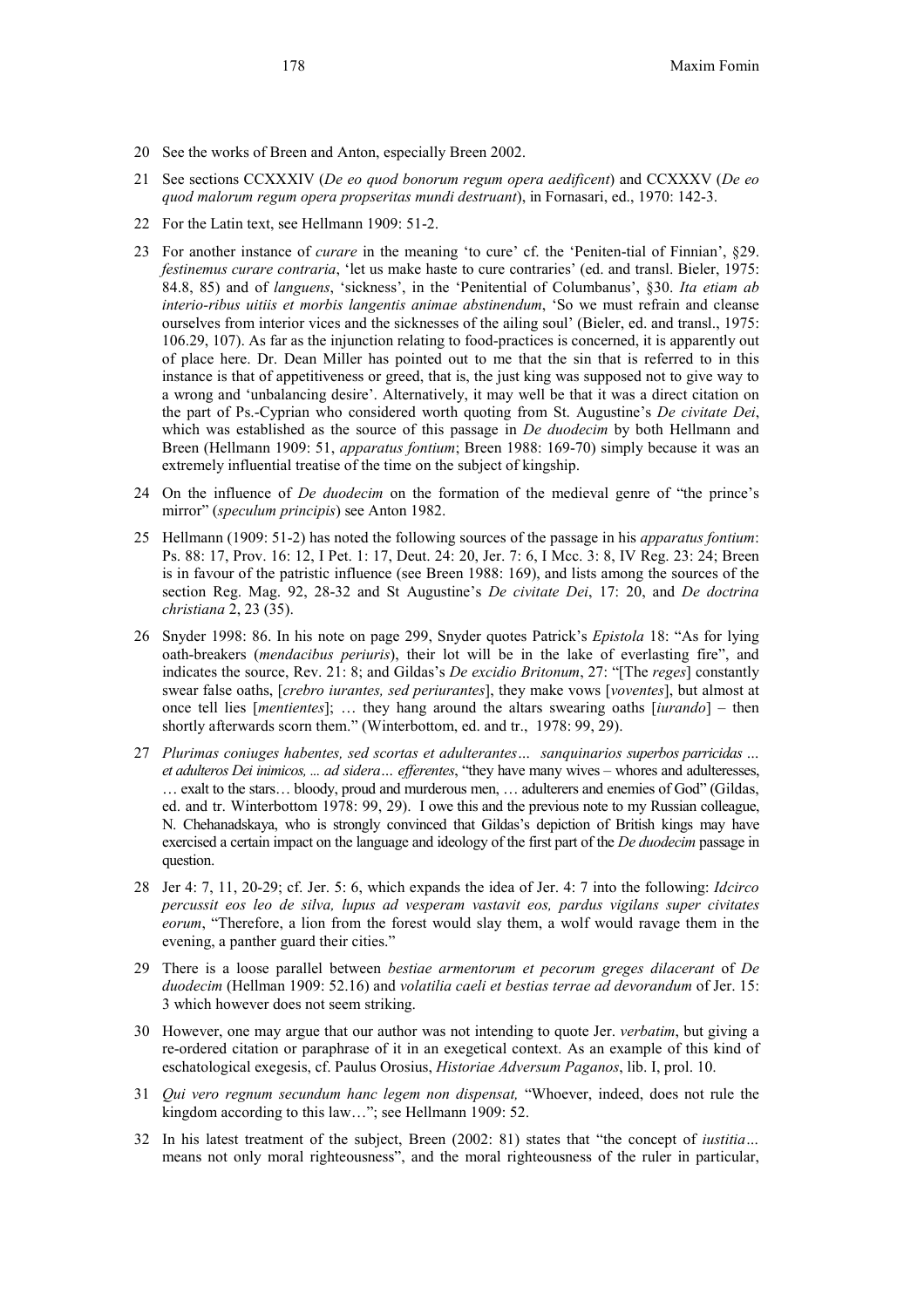20 See the works of Breen and Anton, especially Breen 2002.

21 See sections CCXXXIV (*De eo quod bonorum regum opera aedificent*) and CCXXXV (*De eo quod malorum regum opera propseritas mundi destruant*), in Fornasari, ed., 1970: 142-3.

22 For the Latin text, see Hellmann 1909: 51-2.

23 For another instance of *curare* in the meaning 'to cure' cf. the 'Peniten-tial of Finnian', §29. *festinemus curare contraria*, 'let us make haste to cure contraries' (ed. and transl. Bieler, 1975: 84.8, 85) and of *languens*, 'sickness', in the 'Penitential of Columbanus', §30. *Ita etiam ab interio-ribus uitiis et morbis langentis animae abstinendum*, 'So we must refrain and cleanse ourselves from interior vices and the sicknesses of the ailing soul' (Bieler, ed. and transl., 1975: 106.29, 107). As far as the injunction relating to food-practices is concerned, it is apparently out of place here. Dr. Dean Miller has pointed out to me that the sin that is referred to in this instance is that of appetitiveness or greed, that is, the just king was supposed not to give way to a wrong and 'unbalancing desire'. Alternatively, it may well be that it was a direct citation on the part of Ps.-Cyprian who considered worth quoting from St. Augustine's *De civitate Dei*, which was established as the source of this passage in *De duodecim* by both Hellmann and Breen (Hellmann 1909: 51, *apparatus fontium*; Breen 1988: 169-70) simply because it was an extremely influential treatise of the time on the subject of kingship.

24 On the influence of *De duodecim* on the formation of the medieval genre of "the prince's mirror" (*speculum principis*) see Anton 1982.

25 Hellmann (1909: 51-2) has noted the following sources of the passage in his *apparatus fontium*: Ps. 88: 17, Prov. 16: 12, I Pet. 1: 17, Deut. 24: 20, Jer. 7: 6, I Mcc. 3: 8, IV Reg. 23: 24; Breen is in favour of the patristic influence (see Breen 1988: 169), and lists among the sources of the section Reg. Mag. 92, 28-32 and St Augustine's *De civitate Dei*, 17: 20, and *De doctrina christiana* 2, 23 (35).

26 Snyder 1998: 86. In his note on page 299, Snyder quotes Patrick's *Epistola* 18: "As for lying oath-breakers (*mendacibus periuris*), their lot will be in the lake of everlasting fire", and indicates the source, Rev. 21: 8; and Gildas's *De excidio Britonum*, 27: "[The *reges*] constantly swear false oaths, [*crebro iurantes, sed periurantes*], they make vows [*voventes*], but almost at once tell lies [*mentientes*]; … they hang around the altars swearing oaths [*iurando*] – then shortly afterwards scorn them." (Winterbottom, ed. and tr., 1978: 99, 29).

27 *Plurimas coniuges habentes, sed scortas et adulterantes… sanquinarios superbos parricidas … et adulteros Dei inimicos, ... ad sidera… efferentes*, "they have many wives – whores and adulteresses, … exalt to the stars… bloody, proud and murderous men, … adulterers and enemies of God" (Gildas, ed. and tr. Winterbottom 1978: 99, 29). I owe this and the previous note to my Russian colleague, N. Chehanadskaya, who is strongly convinced that Gildas's depiction of British kings may have exercised a certain impact on the language and ideology of the first part of the *De duodecim* passage in question.

28 Jer 4: 7, 11, 20-29; cf. Jer. 5: 6, which expands the idea of Jer. 4: 7 into the following: *Idcirco percussit eos leo de silva, lupus ad vesperam vastavit eos, pardus vigilans super civitates eorum*, "Therefore, a lion from the forest would slay them, a wolf would ravage them in the evening, a panther guard their cities."

29 There is a loose parallel between *bestiae armentorum et pecorum greges dilacerant* of *De duodecim* (Hellman 1909: 52.16) and *volatilia caeli et bestias terrae ad devorandum* of Jer. 15: 3 which however does not seem striking.

30 However, one may argue that our author was not intending to quote Jer. *verbatim*, but giving a re-ordered citation or paraphrase of it in an exegetical context. As an example of this kind of eschatological exegesis, cf. Paulus Orosius, *Historiae Adversum Paganos*, lib. I, prol. 10.

31 *Qui vero regnum secundum hanc legem non dispensat,* "Whoever, indeed, does not rule the kingdom according to this law…"; see Hellmann 1909: 52.

32 In his latest treatment of the subject, Breen (2002: 81) states that "the concept of *iustitia…* means not only moral righteousness", and the moral righteousness of the ruler in particular,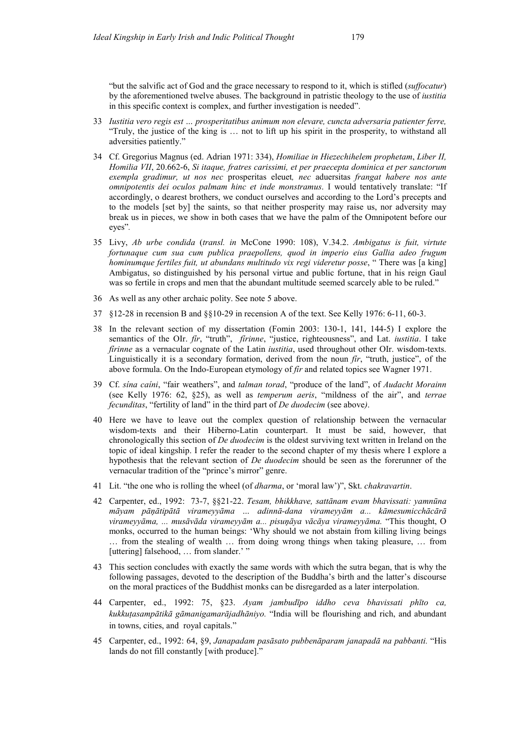"but the salvific act of God and the grace necessary to respond to it, which is stifled (*suffocatur*) by the aforementioned twelve abuses. The background in patristic theology to the use of *iustitia* in this specific context is complex, and further investigation is needed".

33 *Iustitia vero regis est … prosperitatibus animum non elevare, cuncta adversaria patienter ferre,* "Truly, the justice of the king is … not to lift up his spirit in the prosperity, to withstand all adversities patiently."

34 Cf. Gregorius Magnus (ed. Adrian 1971: 334), *Homiliae in Hiezechihelem prophetam*, *Liber II, Homilia VII*, 20.662-6, *Si itaque, fratres carissimi, et per praecepta dominica et per sanctorum exempla gradimur, ut nos nec* prosperitas *eleuet, nec* aduersitas *frangat habere nos ante omnipotentis dei oculos palmam hinc et inde monstramus*. I would tentatively translate: "If accordingly, o dearest brothers, we conduct ourselves and according to the Lord's precepts and to the models [set by] the saints, so that neither prosperity may raise us, nor adversity may break us in pieces, we show in both cases that we have the palm of the Omnipotent before our eyes".

35 Livy, *Ab urbe condida* (*transl. in* McCone 1990: 108), V.34.2. *Ambigatus is fuit, virtute fortunaque cum sua cum publica praepollens, quod in imperio eius Gallia adeo frugum hominumque fertiles fuit, ut abundans multitudo vix regi videretur posse*, " There was [a king] Ambigatus, so distinguished by his personal virtue and public fortune, that in his reign Gaul was so fertile in crops and men that the abundant multitude seemed scarcely able to be ruled."

36 As well as any other archaic polity. See note 5 above.

37 §12-28 in recension B and §§10-29 in recension A of the text. See Kelly 1976: 6-11, 60-3.

38 In the relevant section of my dissertation (Fomin 2003: 130-1, 141, 144-5) I explore the semantics of the OIr. *fír*, "truth", *fírinne*, "justice, righteousness", and Lat. *iustitia*. I take *fírinne* as a vernacular cognate of the Latin *iustitia*, used throughout other OIr. wisdom-texts. Linguistically it is a secondary formation, derived from the noun *fír*, "truth, justice", of the above formula. On the Indo-European etymology of *fír* and related topics see Wagner 1971.

39 Cf. *sína caíni*, "fair weathers", and *talman torad*, "produce of the land", of *Audacht Morainn* (see Kelly 1976: 62, §25), as well as *temperum aeris*, "mildness of the air", and *terrae fecunditas*, "fertility of land" in the third part of *De duodecim* (see above*)*.

40 Here we have to leave out the complex question of relationship between the vernacular wisdom-texts and their Hiberno-Latin counterpart. It must be said, however, that chronologically this section of *De duodecim* is the oldest surviving text written in Ireland on the topic of ideal kingship. I refer the reader to the second chapter of my thesis where I explore a hypothesis that the relevant section of *De duodecim* should be seen as the forerunner of the vernacular tradition of the "prince's mirror" genre.

41 Lit. "the one who is rolling the wheel (of *dharma*, or 'moral law')", Skt. *chakravartin*.

42 Carpenter, ed., 1992: 73-7, §§21-22. *Tesam, bhikkhave, sattānam evam bhavissati: yamnūna māyam pāṇātipātā virameyyāma … adinnā-dana virameyyām a... kāmesumicchācārā virameyyāma, ... musāvāda virameyyām a... pisuṇāya vācāya virameyyāma.* "This thought, O monks, occurred to the human beings: 'Why should we not abstain from killing living beings … from the stealing of wealth … from doing wrong things when taking pleasure, … from [uttering] falsehood, … from slander.' "

43 This section concludes with exactly the same words with which the sutra began, that is why the following passages, devoted to the description of the Buddha's birth and the latter's discourse on the moral practices of the Buddhist monks can be disregarded as a later interpolation.

44 Carpenter, ed., 1992: 75, §23. *Ayam jambudīpo iddho ceva bhavissati phīto ca, kukkuṭasampātikā gāmanigamarājadhāniyo.* "India will be flourishing and rich, and abundant in towns, cities, and royal capitals."

45 Carpenter, ed., 1992: 64, §9, *Janapadam pasāsato pubbenāparam janapadā na pabbanti.* "His lands do not fill constantly [with produce]."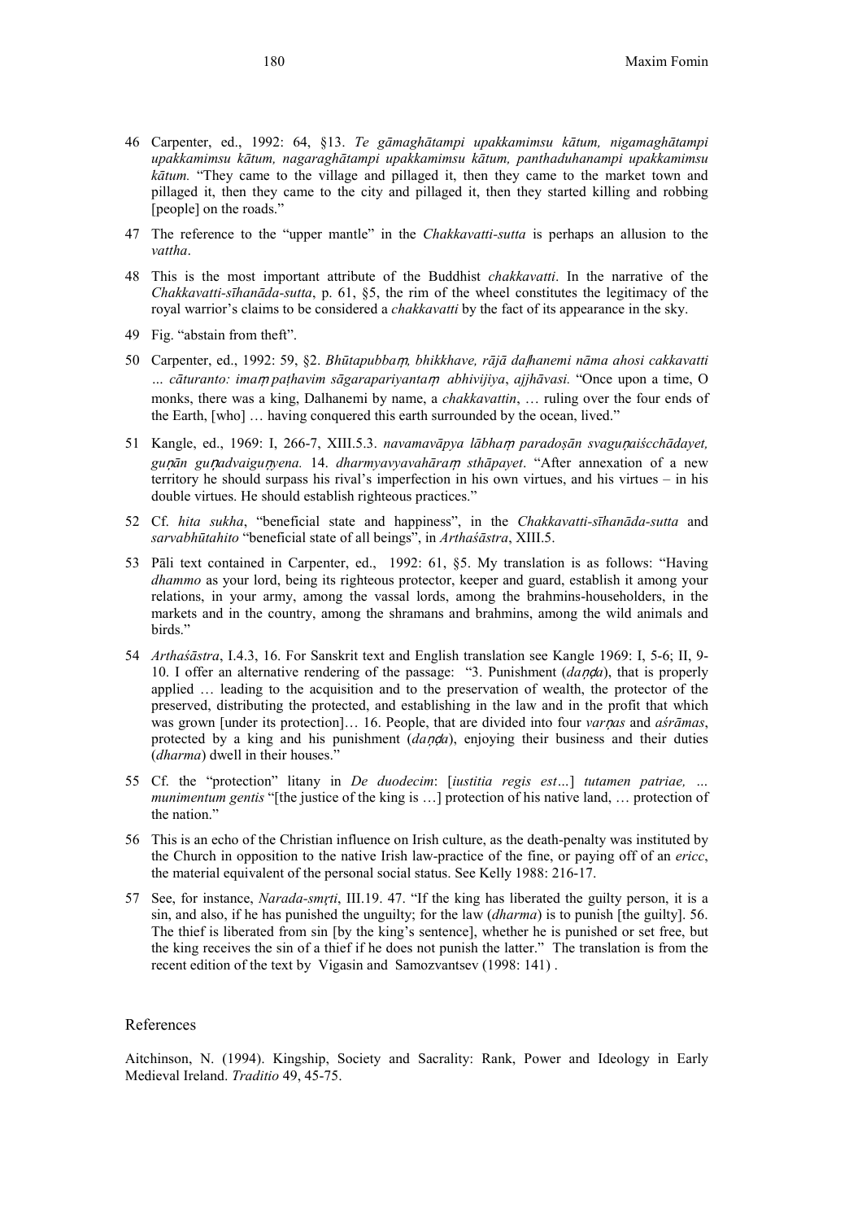46 Carpenter, ed., 1992: 64, §13. *Te gāmaghātampi upakkamimsu kātum, nigamaghātampi upakkamimsu kātum, nagaraghātampi upakkamimsu kātum, panthaduhanampi upakkamimsu kātum.* "They came to the village and pillaged it, then they came to the market town and pillaged it, then they came to the city and pillaged it, then they started killing and robbing [people] on the roads."

47 The reference to the "upper mantle" in the *Chakkavatti-sutta* is perhaps an allusion to the *vattha*.

48 This is the most important attribute of the Buddhist *chakkavatti*. In the narrative of the *Chakkavatti-sīhanāda-sutta*, p. 61, §5, the rim of the wheel constitutes the legitimacy of the royal warrior's claims to be considered a *chakkavatti* by the fact of its appearance in the sky.

49 Fig. "abstain from theft".

50 Carpenter, ed., 1992: 59, §2. *Bhūtapubbaṃ, bhikkhave, rājā daḷhanemi nāma ahosi cakkavatti … cāturanto: imaṃ paṭhavim sāgarapariyantaṃ abhivijiya*, *ajjhāvasi.* "Once upon a time, O monks, there was a king, Dalhanemi by name, a *chakkavattin*, … ruling over the four ends of the Earth, [who] … having conquered this earth surrounded by the ocean, lived."

51 Kangle, ed., 1969: I, 266-7, XIII.5.3. *navamavāpya lābhaṃ paradoṣān svaguṇaiścchādayet, guṇān guṇadvaiguṇyena.* 14. *dharmyavyavahāraṃ sthāpayet*. "After annexation of a new territory he should surpass his rival's imperfection in his own virtues, and his virtues – in his double virtues. He should establish righteous practices."

52 Cf. *hita sukha*, "beneficial state and happiness", in the *Chakkavatti-sīhanāda-sutta* and *sarvabhūtahito* "beneficial state of all beings", in *Arthaśāstra*, XIII.5.

53 Pāli text contained in Carpenter, ed., 1992: 61, §5. My translation is as follows: "Having *dhammo* as your lord, being its righteous protector, keeper and guard, establish it among your relations, in your army, among the vassal lords, among the brahmins-householders, in the markets and in the country, among the shramans and brahmins, among the wild animals and birds."

54 *Arthaśāstra*, I.4.3, 16. For Sanskrit text and English translation see Kangle 1969: I, 5-6; II, 9-10. I offer an alternative rendering of the passage: "3. Punishment (*daṇḍa*), that is properly applied … leading to the acquisition and to the preservation of wealth, the protector of the preserved, distributing the protected, and establishing in the law and in the profit that which was grown [under its protection]… 16. People, that are divided into four *varṇas* and *aśrāmas*, protected by a king and his punishment (*daṇḍa*), enjoying their business and their duties (*dharma*) dwell in their houses."

55 Cf. the "protection" litany in *De duodecim*: [*iustitia regis est…*] *tutamen patriae, … munimentum gentis* "[the justice of the king is …] protection of his native land, … protection of the nation."

56 This is an echo of the Christian influence on Irish culture, as the death-penalty was instituted by the Church in opposition to the native Irish law-practice of the fine, or paying off of an *ericc*, the material equivalent of the personal social status. See Kelly 1988: 216-17.

57 See, for instance, *Narada-smṛti*, III.19. 47. "If the king has liberated the guilty person, it is a sin, and also, if he has punished the unguilty; for the law (*dharma*) is to punish [the guilty]. 56. The thief is liberated from sin [by the king's sentence], whether he is punished or set free, but the king receives the sin of a thief if he does not punish the latter." The translation is from the recent edition of the text by Vigasin and Samozvantsev (1998: 141) .

## References

Aitchinson, N. (1994). Kingship, Society and Sacrality: Rank, Power and Ideology in Early Medieval Ireland. *Traditio* 49, 45-75.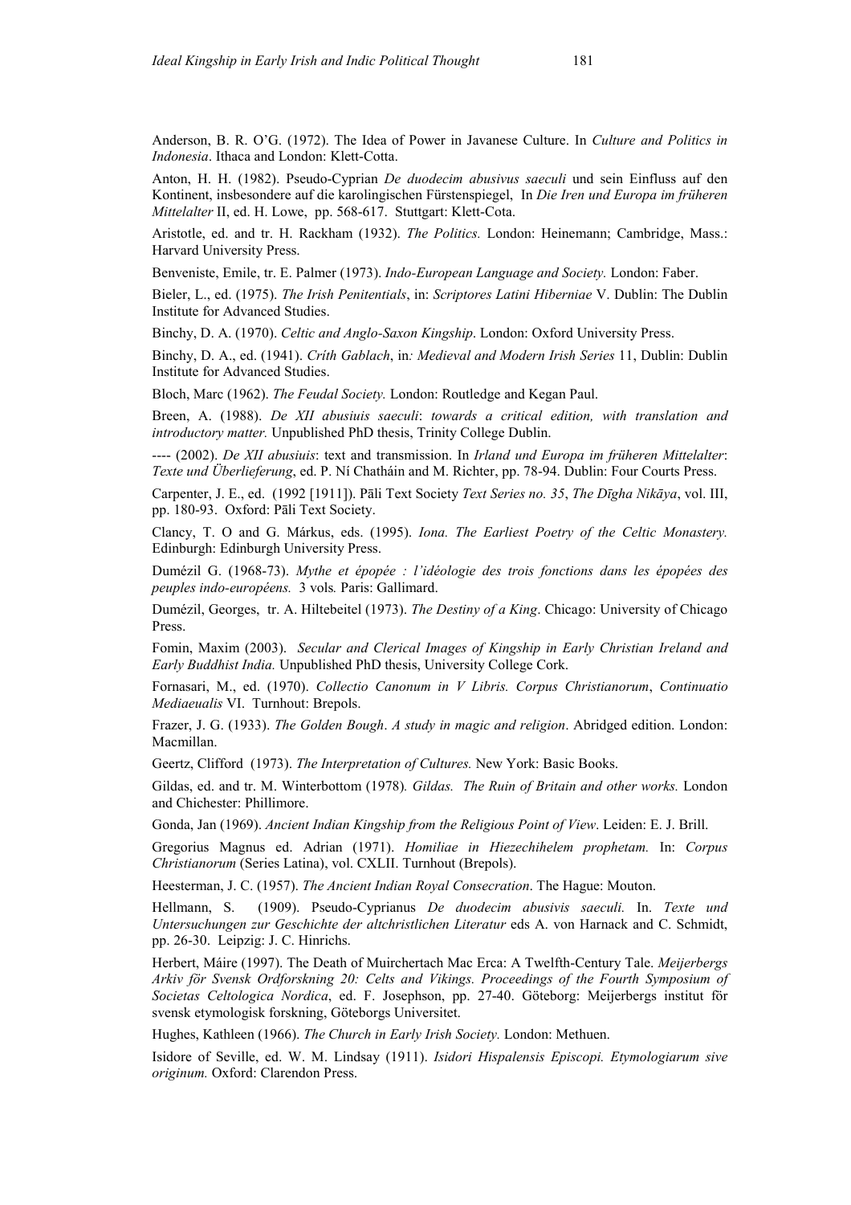Anderson, B. R. O'G. (1972). The Idea of Power in Javanese Culture. In *Culture and Politics in Indonesia*. Ithaca and London: Klett-Cotta.

Anton, H. H. (1982). Pseudo-Cyprian *De duodecim abusivus saeculi* und sein Einfluss auf den Kontinent, insbesondere auf die karolingischen Fürstenspiegel, In *Die Iren und Europa im früheren Mittelalter* II, ed. H. Lowe, pp. 568-617. Stuttgart: Klett-Cota.

Aristotle, ed. and tr. H. Rackham (1932). *The Politics.* London: Heinemann; Cambridge, Mass.: Harvard University Press.

Benveniste, Emile, tr. E. Palmer (1973). *Indo-European Language and Society.* London: Faber.

Bieler, L., ed. (1975). *The Irish Penitentials*, in: *Scriptores Latini Hiberniae* V. Dublin: The Dublin Institute for Advanced Studies.

Binchy, D. A. (1970). *Celtic and Anglo-Saxon Kingship*. London: Oxford University Press.

Binchy, D. A., ed. (1941). *Críth Gablach*, in*: Medieval and Modern Irish Series* 11, Dublin: Dublin Institute for Advanced Studies.

Bloch, Marc (1962). *The Feudal Society.* London: Routledge and Kegan Paul.

Breen, A. (1988). *De XII abusiuis saeculi*: *towards a critical edition, with translation and introductory matter.* Unpublished PhD thesis, Trinity College Dublin.

---- (2002). *De XII abusiuis*: text and transmission. In *Irland und Europa im früheren Mittelalter*: *Texte und Überlieferung*, ed. P. Ní Chatháin and M. Richter, pp. 78-94. Dublin: Four Courts Press.

Carpenter, J. E., ed. (1992 [1911]). Pāli Text Society *Text Series no. 35*, *The Dīgha Nikāya*, vol. III, pp. 180-93. Oxford: Pāli Text Society.

Clancy, T. O and G. Márkus, eds. (1995). *Iona. The Earliest Poetry of the Celtic Monastery.* Edinburgh: Edinburgh University Press.

Dumézil G. (1968-73). *Mythe et épopée : l'idéologie des trois fonctions dans les épopées des peuples indo-européens.* 3 vols*.* Paris: Gallimard.

Dumézil, Georges, tr. A. Hiltebeitel (1973). *The Destiny of a King*. Chicago: University of Chicago Press.

Fomin, Maxim (2003). *Secular and Clerical Images of Kingship in Early Christian Ireland and Early Buddhist India.* Unpublished PhD thesis, University College Cork.

Fornasari, M., ed. (1970). *Collectio Canonum in V Libris. Corpus Christianorum*, *Continuatio Mediaeualis* VI. Turnhout: Brepols.

Frazer, J. G. (1933). *The Golden Bough*. *A study in magic and religion*. Abridged edition. London: Macmillan.

Geertz, Clifford (1973). *The Interpretation of Cultures.* New York: Basic Books.

Gildas, ed. and tr. M. Winterbottom (1978)*. Gildas. The Ruin of Britain and other works.* London and Chichester: Phillimore.

Gonda, Jan (1969). *Ancient Indian Kingship from the Religious Point of View*. Leiden: E. J. Brill.

Gregorius Magnus ed. Adrian (1971). *Homiliae in Hiezechihelem prophetam.* In: *Corpus Christianorum* (Series Latina), vol. CXLII. Turnhout (Brepols).

Heesterman, J. C. (1957). *The Ancient Indian Royal Consecration*. The Hague: Mouton.

Hellmann, S. (1909). Pseudo-Cyprianus *De duodecim abusivis saeculi.* In. *Texte und Untersuchungen zur Geschichte der altchristlichen Literatur* eds A. von Harnack and C. Schmidt, pp. 26-30. Leipzig: J. C. Hinrichs.

Herbert, Máire (1997). The Death of Muirchertach Mac Erca: A Twelfth-Century Tale. *Meijerbergs Arkiv för Svensk Ordforskning 20: Celts and Vikings. Proceedings of the Fourth Symposium of Societas Celtologica Nordica*, ed. F. Josephson, pp. 27-40. Göteborg: Meijerbergs institut för svensk etymologisk forskning, Göteborgs Universitet.

Hughes, Kathleen (1966). *The Church in Early Irish Society.* London: Methuen.

Isidore of Seville, ed. W. M. Lindsay (1911). *Isidori Hispalensis Episcopi. Etymologiarum sive originum.* Oxford: Clarendon Press.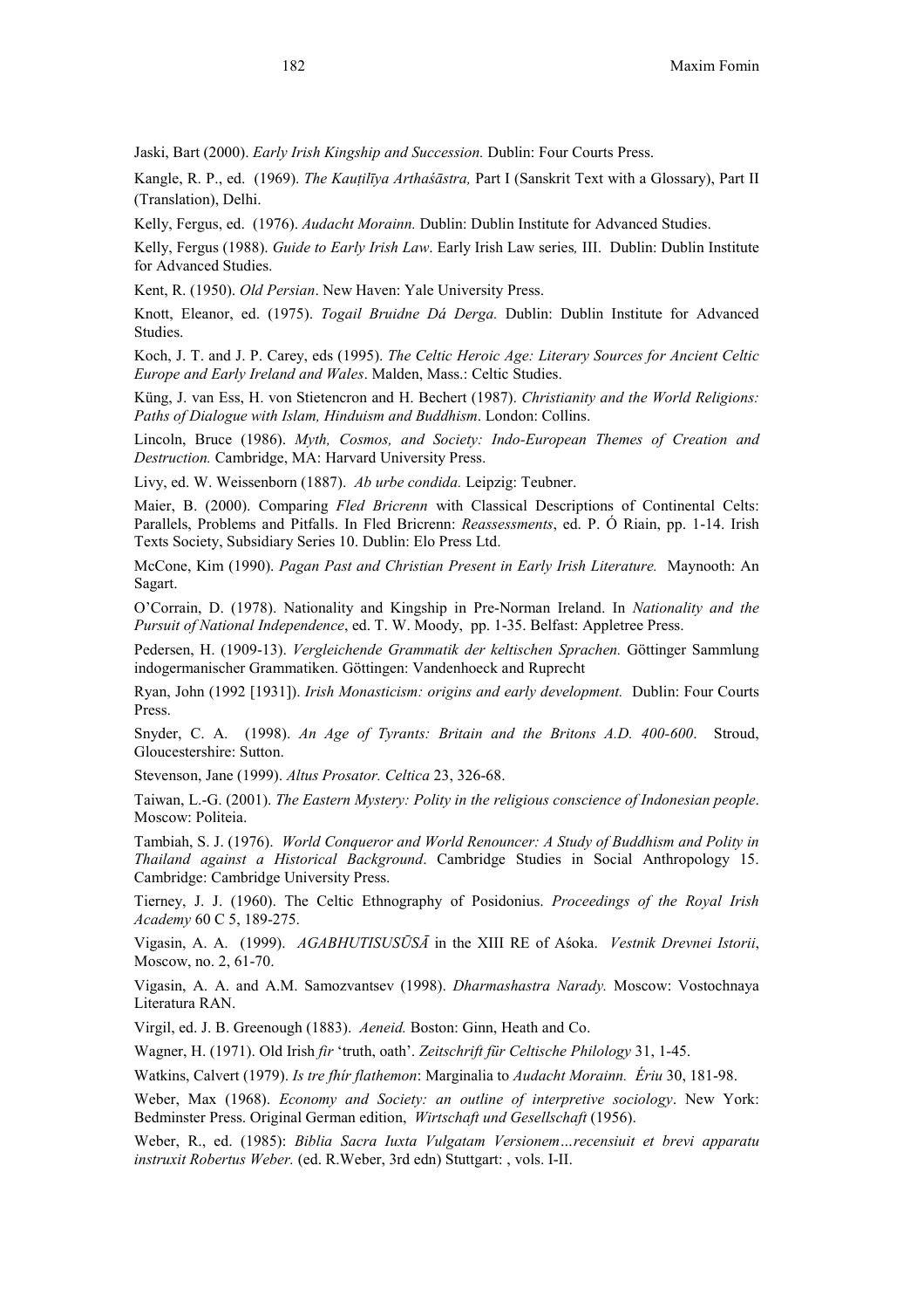Jaski, Bart (2000). *Early Irish Kingship and Succession.* Dublin: Four Courts Press.

Kangle, R. P., ed. (1969). *The Kauṭilīya Arthaśāstra,* Part I (Sanskrit Text with a Glossary), Part II (Translation), Delhi.

Kelly, Fergus, ed. (1976). *Audacht Morainn.* Dublin: Dublin Institute for Advanced Studies.

Kelly, Fergus (1988). *Guide to Early Irish Law*. Early Irish Law series*,* III. Dublin: Dublin Institute for Advanced Studies.

Kent, R. (1950). *Old Persian*. New Haven: Yale University Press.

Knott, Eleanor, ed. (1975). *Togail Bruidne Dá Derga.* Dublin: Dublin Institute for Advanced Studies.

Koch, J. T. and J. P. Carey, eds (1995). *The Celtic Heroic Age: Literary Sources for Ancient Celtic Europe and Early Ireland and Wales*. Malden, Mass.: Celtic Studies.

Küng, J. van Ess, H. von Stietencron and H. Bechert (1987). *Christianity and the World Religions: Paths of Dialogue with Islam, Hinduism and Buddhism*. London: Collins.

Lincoln, Bruce (1986). *Myth, Cosmos, and Society: Indo-European Themes of Creation and Destruction.* Cambridge, MA: Harvard University Press.

Livy, ed. W. Weissenborn (1887). *Ab urbe condida.* Leipzig: Teubner.

Maier, B. (2000). Comparing *Fled Bricrenn* with Classical Descriptions of Continental Celts: Parallels, Problems and Pitfalls. In Fled Bricrenn: *Reassessments*, ed. P. Ó Riain, pp. 1-14. Irish Texts Society, Subsidiary Series 10. Dublin: Elo Press Ltd.

McCone, Kim (1990). *Pagan Past and Christian Present in Early Irish Literature.* Maynooth: An Sagart.

O'Corrain, D. (1978). Nationality and Kingship in Pre-Norman Ireland. In *Nationality and the Pursuit of National Independence*, ed. T. W. Moody, pp. 1-35. Belfast: Appletree Press.

Pedersen, H. (1909-13). *Vergleichende Grammatik der keltischen Sprachen.* Göttinger Sammlung indogermanischer Grammatiken. Göttingen: Vandenhoeck and Ruprecht

Ryan, John (1992 [1931]). *Irish Monasticism: origins and early development.* Dublin: Four Courts Press.

Snyder, C. A. (1998). *An Age of Tyrants: Britain and the Britons A.D. 400-600*. Stroud, Gloucestershire: Sutton.

Stevenson, Jane (1999). *Altus Prosator. Celtica* 23, 326-68.

Taiwan, L.-G. (2001). *The Eastern Mystery: Polity in the religious conscience of Indonesian people*. Moscow: Politeia.

Tambiah, S. J. (1976). *World Conqueror and World Renouncer: A Study of Buddhism and Polity in Thailand against a Historical Background*. Cambridge Studies in Social Anthropology 15. Cambridge: Cambridge University Press.

Tierney, J. J. (1960). The Celtic Ethnography of Posidonius. *Proceedings of the Royal Irish Academy* 60 C 5, 189-275.

Vigasin, A. A. (1999). *AGABHUTISUSŪSĀ* in the XIII RE of Aśoka. *Vestnik Drevnei Istorii*, Moscow, no. 2, 61-70.

Vigasin, A. A. and A.M. Samozvantsev (1998). *Dharmashastra Narady.* Moscow: Vostochnaya Literatura RAN.

Virgil, ed. J. B. Greenough (1883). *Aeneid.* Boston: Ginn, Heath and Co.

Wagner, H. (1971). Old Irish *fír* 'truth, oath'. *Zeitschrift für Celtische Philology* 31, 1-45.

Watkins, Calvert (1979). *Is tre fhír flathemon*: Marginalia to *Audacht Morainn. Ériu* 30, 181-98.

Weber, Max (1968). *Economy and Society: an outline of interpretive sociology*. New York: Bedminster Press. Original German edition, *Wirtschaft und Gesellschaft* (1956).

Weber, R., ed. (1985): *Biblia Sacra Iuxta Vulgatam Versionem…recensiuit et brevi apparatu instruxit Robertus Weber.* (ed. R.Weber, 3rd edn) Stuttgart: , vols. I-II.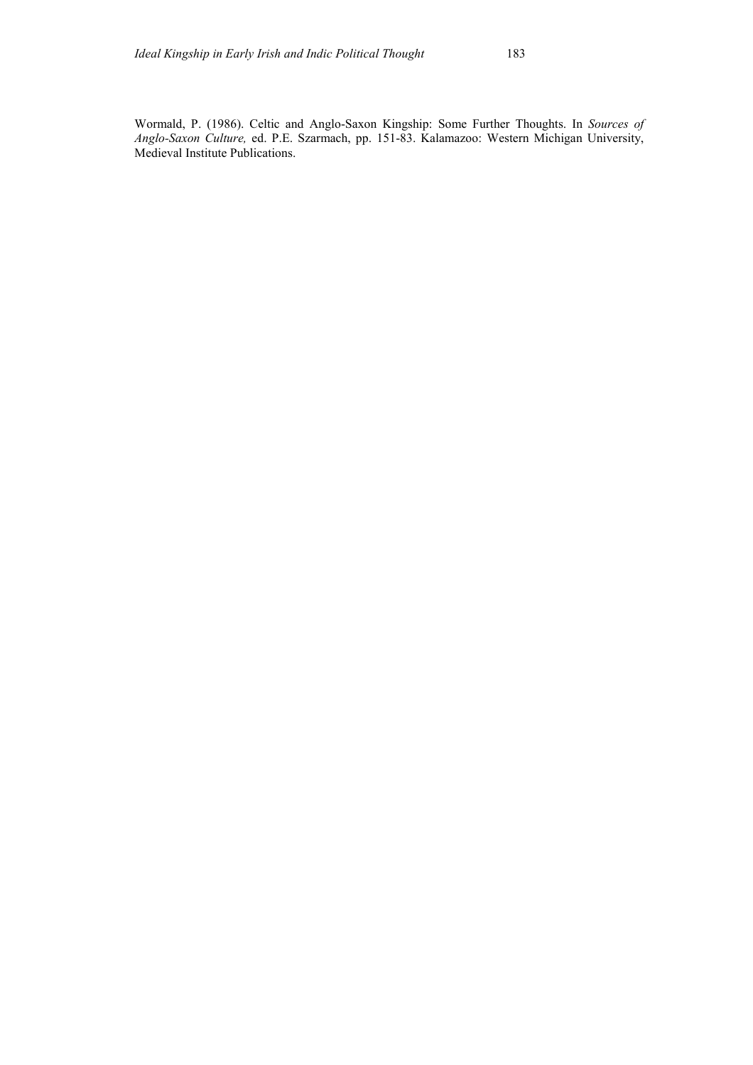Wormald, P. (1986). Celtic and Anglo-Saxon Kingship: Some Further Thoughts. In *Sources of Anglo-Saxon Culture,* ed. P.E. Szarmach, pp. 151-83. Kalamazoo: Western Michigan University, Medieval Institute Publications.